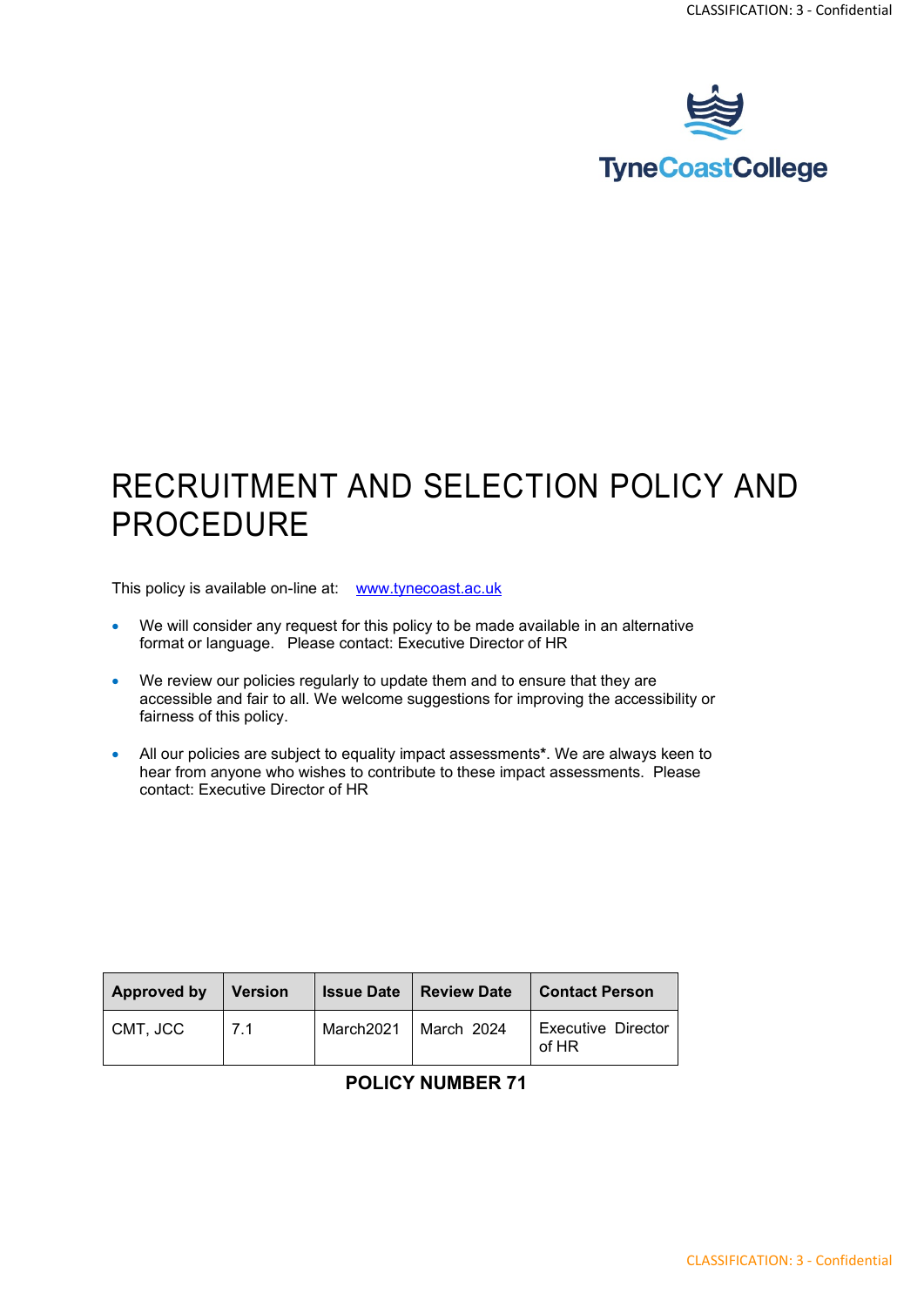# RECRUITMENT AND SELECTION POLICY AND PROCEDURE

This policy is available on-line at: [www.tynecoast.ac.uk](http://www.tynecoast.ac.uk)

- We will consider any request for this policy to be made available in an alternative format or language. Please contact: Executive Director of HR
- We review our policies regularly to update them and to ensure that they are accessible and fair to all. We welcome suggestions for improving the accessibility or fairness of this policy.
- All our policies are subject to equality impact assessments**\***. We are always keen to hear from anyone who wishes to contribute to these impact assessments. Please contact: Executive Director of HR

| Approved by | Version | Issue Date | Review Date | Contact Person |
|---|---|---|---|---|
| CMT, JCC | 7.1 | March2021 | March 2024 | Executive Director of HR |

**POLICY NUMBER 71**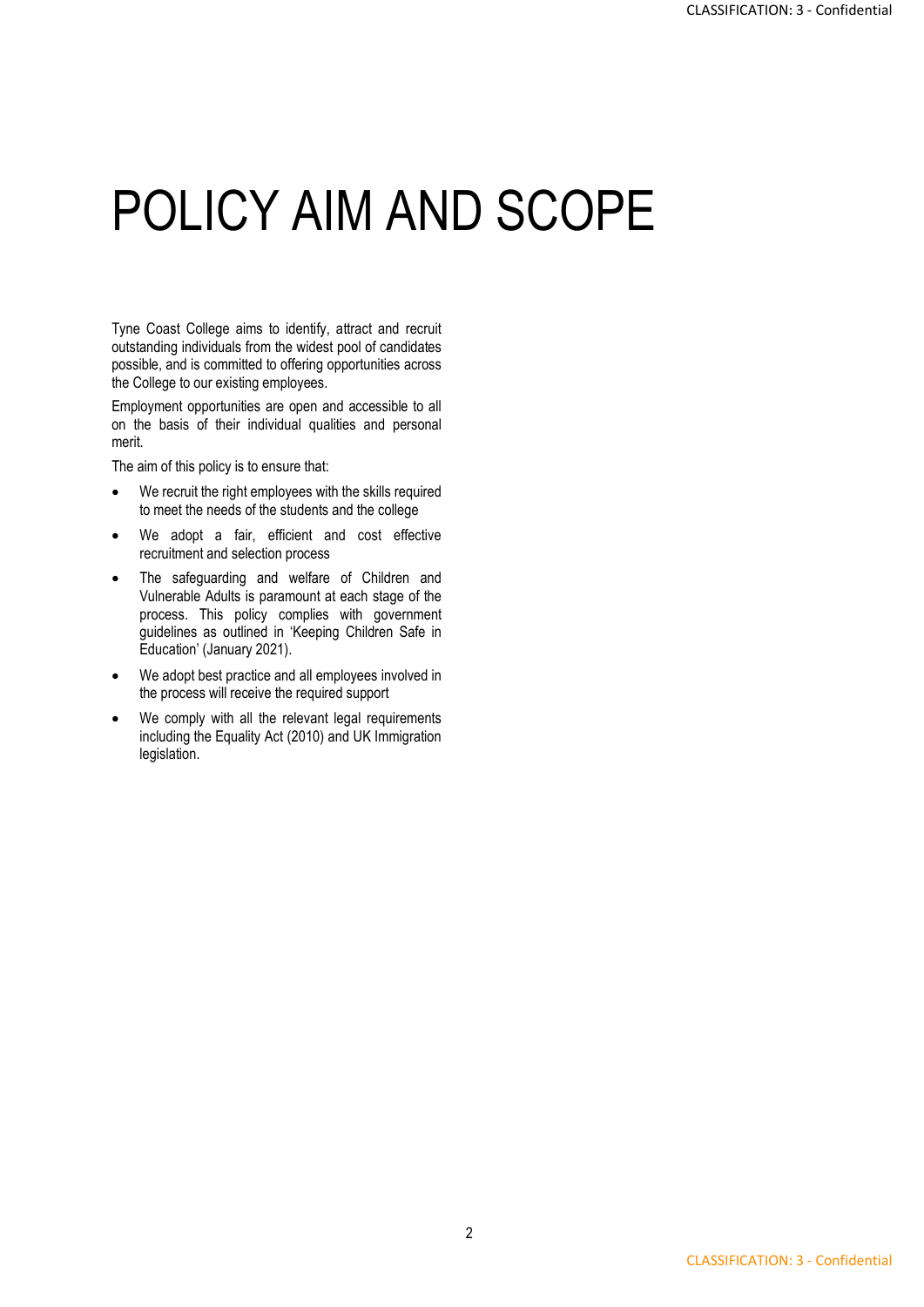# POLICY AIM AND SCOPE

Tyne Coast College aims to identify, attract and recruit outstanding individuals from the widest pool of candidates possible, and is committed to offering opportunities across the College to our existing employees.

Employment opportunities are open and accessible to all on the basis of their individual qualities and personal merit.

The aim of this policy is to ensure that:

- We recruit the right employees with the skills required to meet the needs of the students and the college
- We adopt a fair, efficient and cost effective recruitment and selection process
- The safeguarding and welfare of Children and Vulnerable Adults is paramount at each stage of the process. This policy complies with government guidelines as outlined in 'Keeping Children Safe in Education' (January 2021).
- We adopt best practice and all employees involved in the process will receive the required support
- We comply with all the relevant legal requirements including the Equality Act (2010) and UK Immigration legislation.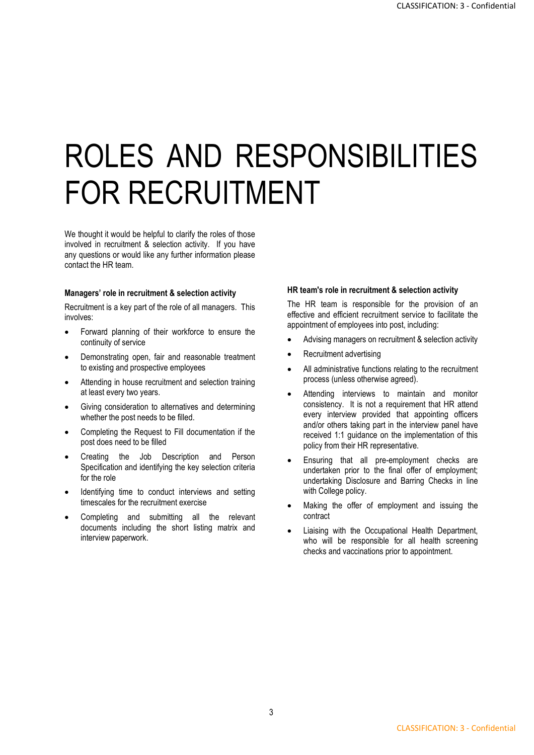# ROLES AND RESPONSIBILITIES FOR RECRUITMENT

We thought it would be helpful to clarify the roles of those involved in recruitment & selection activity. If you have any questions or would like any further information please contact the HR team.

### Managers' role in recruitment & selection activity

Recruitment is a key part of the role of all managers. This involves:

- Forward planning of their workforce to ensure the continuity of service
- Demonstrating open, fair and reasonable treatment to existing and prospective employees
- Attending in house recruitment and selection training at least every two years.
- Giving consideration to alternatives and determining whether the post needs to be filled.
- Completing the Request to Fill documentation if the post does need to be filled
- Creating the Job Description and Person Specification and identifying the key selection criteria for the role
- Identifying time to conduct interviews and setting timescales for the recruitment exercise
- Completing and submitting all the relevant documents including the short listing matrix and interview paperwork.

### HR team's role in recruitment & selection activity

The HR team is responsible for the provision of an effective and efficient recruitment service to facilitate the appointment of employees into post, including:

- Advising managers on recruitment & selection activity
- Recruitment advertising
- All administrative functions relating to the recruitment process (unless otherwise agreed).
- Attending interviews to maintain and monitor consistency. It is not a requirement that HR attend every interview provided that appointing officers and/or others taking part in the interview panel have received 1:1 guidance on the implementation of this policy from their HR representative.
- Ensuring that all pre-employment checks are undertaken prior to the final offer of employment; undertaking Disclosure and Barring Checks in line with College policy.
- Making the offer of employment and issuing the contract
- Liaising with the Occupational Health Department, who will be responsible for all health screening checks and vaccinations prior to appointment.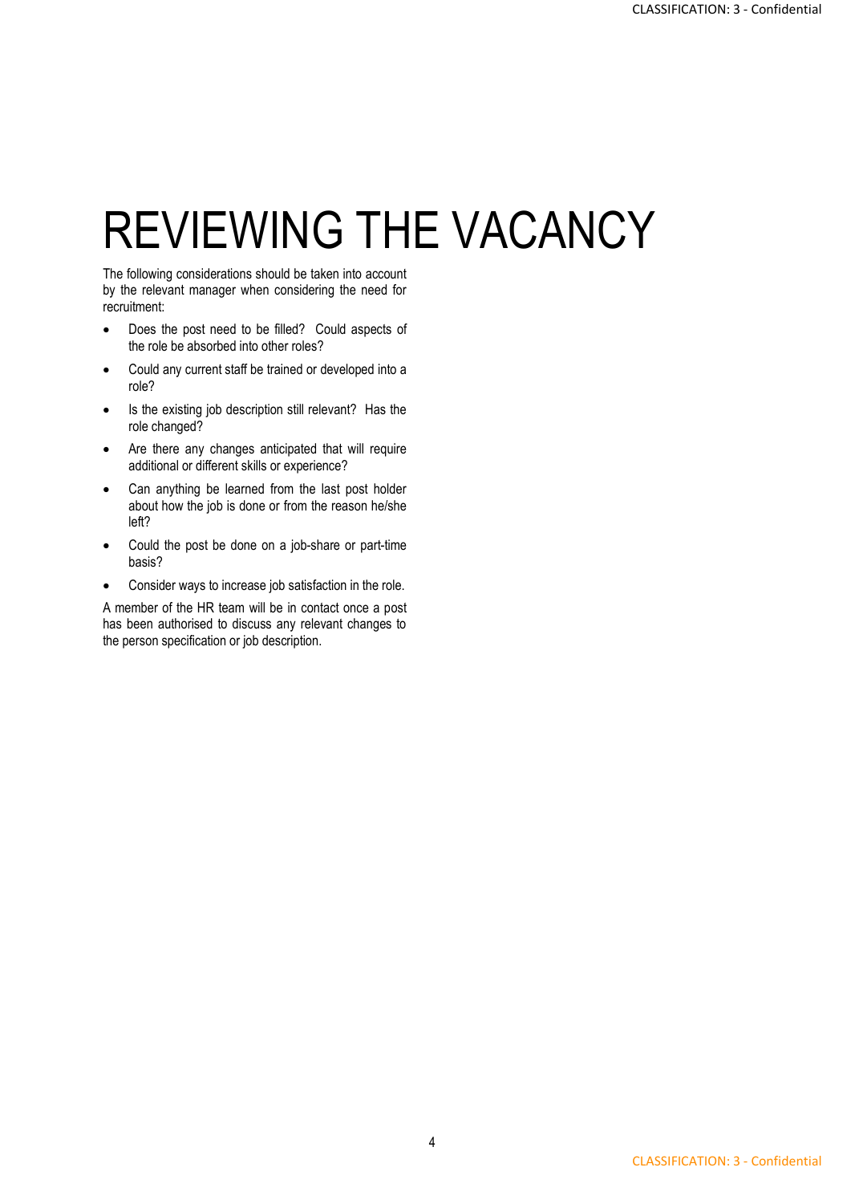# REVIEWING THE VACANCY

The following considerations should be taken into account by the relevant manager when considering the need for recruitment:

- Does the post need to be filled? Could aspects of the role be absorbed into other roles?
- Could any current staff be trained or developed into a role?
- Is the existing job description still relevant? Has the role changed?
- Are there any changes anticipated that will require additional or different skills or experience?
- Can anything be learned from the last post holder about how the job is done or from the reason he/she left?
- Could the post be done on a job-share or part-time basis?
- Consider ways to increase job satisfaction in the role.

A member of the HR team will be in contact once a post has been authorised to discuss any relevant changes to the person specification or job description.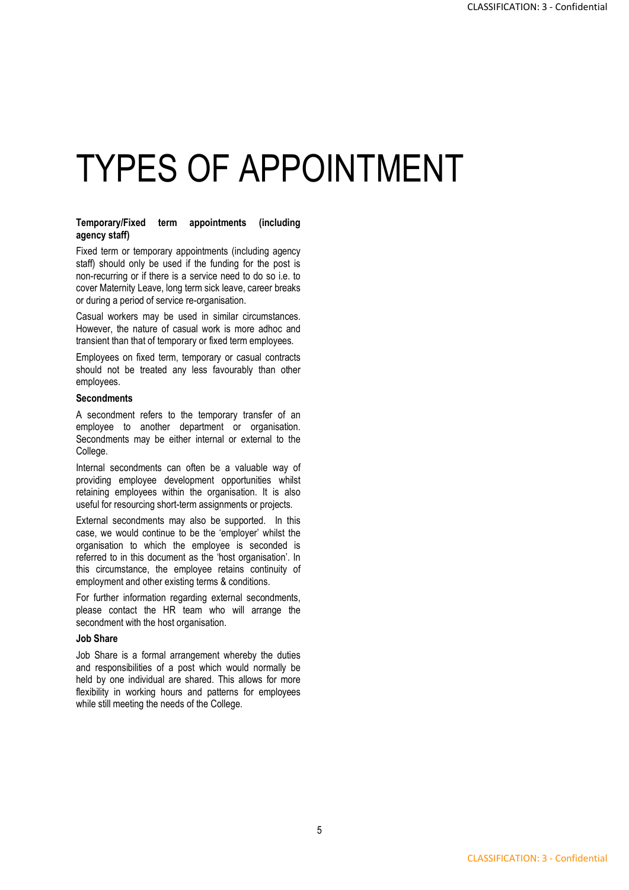# TYPES OF APPOINTMENT

**Temporary/Fixed term appointments (including agency staff)**

Fixed term or temporary appointments (including agency staff) should only be used if the funding for the post is non-recurring or if there is a service need to do so i.e. to cover Maternity Leave, long term sick leave, career breaks or during a period of service re-organisation.

Casual workers may be used in similar circumstances. However, the nature of casual work is more adhoc and transient than that of temporary or fixed term employees.

Employees on fixed term, temporary or casual contracts should not be treated any less favourably than other employees.

**Secondments**

A secondment refers to the temporary transfer of an employee to another department or organisation. Secondments may be either internal or external to the College.

Internal secondments can often be a valuable way of providing employee development opportunities whilst retaining employees within the organisation. It is also useful for resourcing short-term assignments or projects.

External secondments may also be supported. In this case, we would continue to be the 'employer' whilst the organisation to which the employee is seconded is referred to in this document as the 'host organisation'. In this circumstance, the employee retains continuity of employment and other existing terms & conditions.

For further information regarding external secondments, please contact the HR team who will arrange the secondment with the host organisation.

**Job Share**

Job Share is a formal arrangement whereby the duties and responsibilities of a post which would normally be held by one individual are shared. This allows for more flexibility in working hours and patterns for employees while still meeting the needs of the College.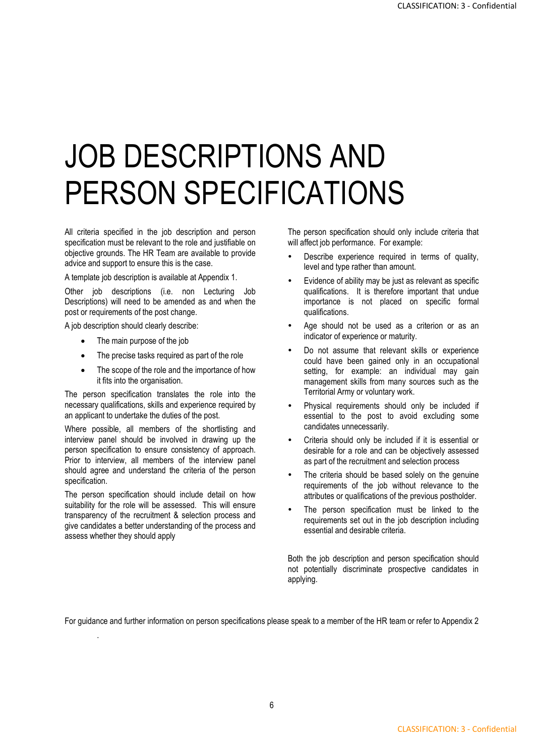# JOB DESCRIPTIONS AND PERSON SPECIFICATIONS

All criteria specified in the job description and person specification must be relevant to the role and justifiable on objective grounds. The HR Team are available to provide advice and support to ensure this is the case.

A template job description is available at Appendix 1.

Other job descriptions (i.e. non Lecturing Job Descriptions) will need to be amended as and when the post or requirements of the post change.

A job description should clearly describe:

- The main purpose of the job
- The precise tasks required as part of the role
- The scope of the role and the importance of how it fits into the organisation.

The person specification translates the role into the necessary qualifications, skills and experience required by an applicant to undertake the duties of the post.

Where possible, all members of the shortlisting and interview panel should be involved in drawing up the person specification to ensure consistency of approach. Prior to interview, all members of the interview panel should agree and understand the criteria of the person specification.

The person specification should include detail on how suitability for the role will be assessed. This will ensure transparency of the recruitment & selection process and give candidates a better understanding of the process and assess whether they should apply

The person specification should only include criteria that will affect job performance. For example:

- Describe experience required in terms of quality, level and type rather than amount.
- Evidence of ability may be just as relevant as specific qualifications. It is therefore important that undue importance is not placed on specific formal qualifications.
- Age should not be used as a criterion or as an indicator of experience or maturity.
- Do not assume that relevant skills or experience could have been gained only in an occupational setting, for example: an individual may gain management skills from many sources such as the Territorial Army or voluntary work.
- Physical requirements should only be included if essential to the post to avoid excluding some candidates unnecessarily.
- Criteria should only be included if it is essential or desirable for a role and can be objectively assessed as part of the recruitment and selection process
- The criteria should be based solely on the genuine requirements of the job without relevance to the attributes or qualifications of the previous postholder.
- The person specification must be linked to the requirements set out in the job description including essential and desirable criteria.

Both the job description and person specification should not potentially discriminate prospective candidates in applying.

For guidance and further information on person specifications please speak to a member of the HR team or refer to Appendix 2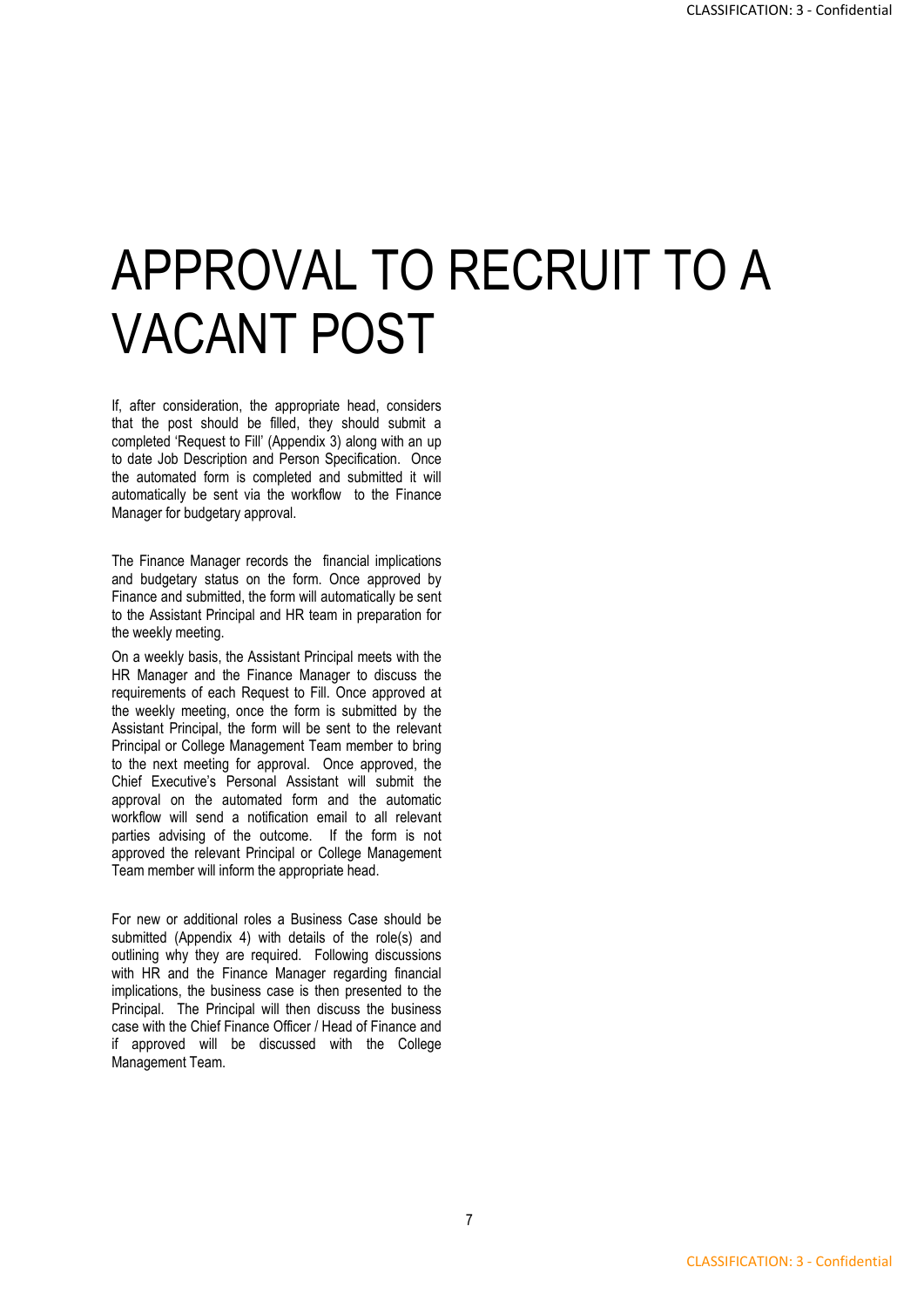# APPROVAL TO RECRUIT TO A VACANT POST

If, after consideration, the appropriate head, considers that the post should be filled, they should submit a completed 'Request to Fill' (Appendix 3) along with an up to date Job Description and Person Specification. Once the automated form is completed and submitted it will automatically be sent via the workflow to the Finance Manager for budgetary approval.

The Finance Manager records the financial implications and budgetary status on the form. Once approved by Finance and submitted, the form will automatically be sent to the Assistant Principal and HR team in preparation for the weekly meeting.

On a weekly basis, the Assistant Principal meets with the HR Manager and the Finance Manager to discuss the requirements of each Request to Fill. Once approved at the weekly meeting, once the form is submitted by the Assistant Principal, the form will be sent to the relevant Principal or College Management Team member to bring to the next meeting for approval. Once approved, the Chief Executive's Personal Assistant will submit the approval on the automated form and the automatic workflow will send a notification email to all relevant parties advising of the outcome. If the form is not approved the relevant Principal or College Management Team member will inform the appropriate head.

For new or additional roles a Business Case should be submitted (Appendix 4) with details of the role(s) and outlining why they are required. Following discussions with HR and the Finance Manager regarding financial implications, the business case is then presented to the Principal. The Principal will then discuss the business case with the Chief Finance Officer / Head of Finance and if approved will be discussed with the College Management Team.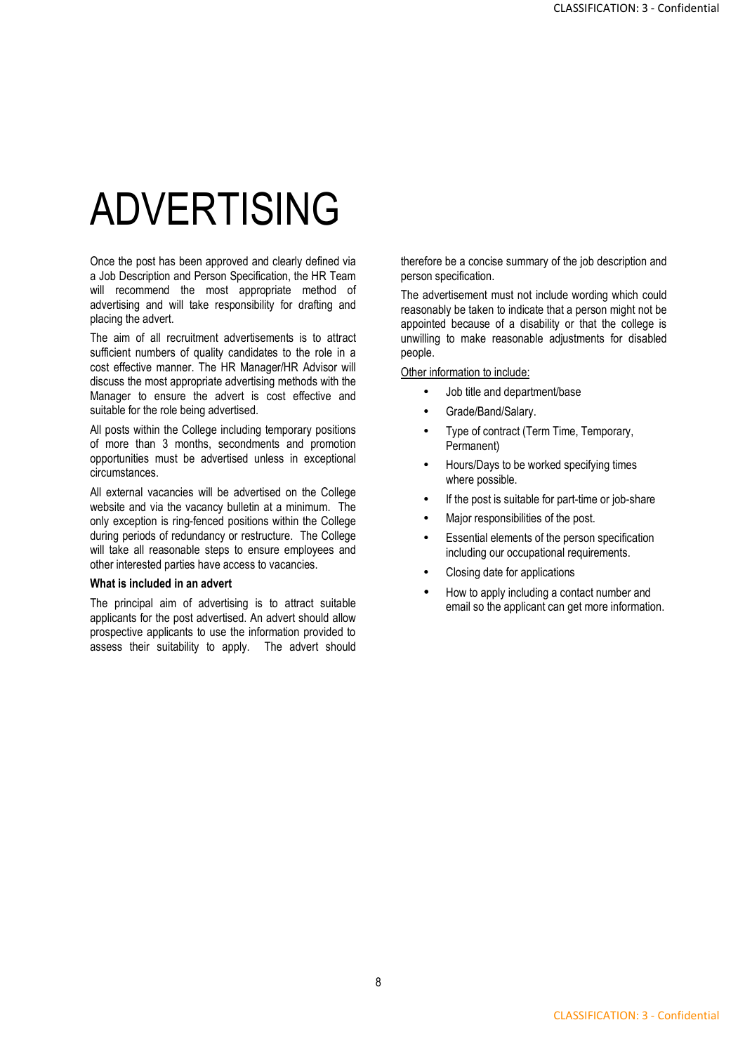# ADVERTISING

Once the post has been approved and clearly defined via a Job Description and Person Specification, the HR Team will recommend the most appropriate method of advertising and will take responsibility for drafting and placing the advert.

The aim of all recruitment advertisements is to attract sufficient numbers of quality candidates to the role in a cost effective manner. The HR Manager/HR Advisor will discuss the most appropriate advertising methods with the Manager to ensure the advert is cost effective and suitable for the role being advertised.

All posts within the College including temporary positions of more than 3 months, secondments and promotion opportunities must be advertised unless in exceptional circumstances.

All external vacancies will be advertised on the College website and via the vacancy bulletin at a minimum. The only exception is ring-fenced positions within the College during periods of redundancy or restructure. The College will take all reasonable steps to ensure employees and other interested parties have access to vacancies.

**What is included in an advert**

The principal aim of advertising is to attract suitable applicants for the post advertised. An advert should allow prospective applicants to use the information provided to assess their suitability to apply. The advert should therefore be a concise summary of the job description and person specification.

The advertisement must not include wording which could reasonably be taken to indicate that a person might not be appointed because of a disability or that the college is unwilling to make reasonable adjustments for disabled people.

Other information to include:

- Job title and department/base
- Grade/Band/Salary.
- Type of contract (Term Time, Temporary, Permanent)
- Hours/Days to be worked specifying times where possible.
- If the post is suitable for part-time or job-share
- Major responsibilities of the post.
- Essential elements of the person specification including our occupational requirements.
- Closing date for applications
- How to apply including a contact number and email so the applicant can get more information.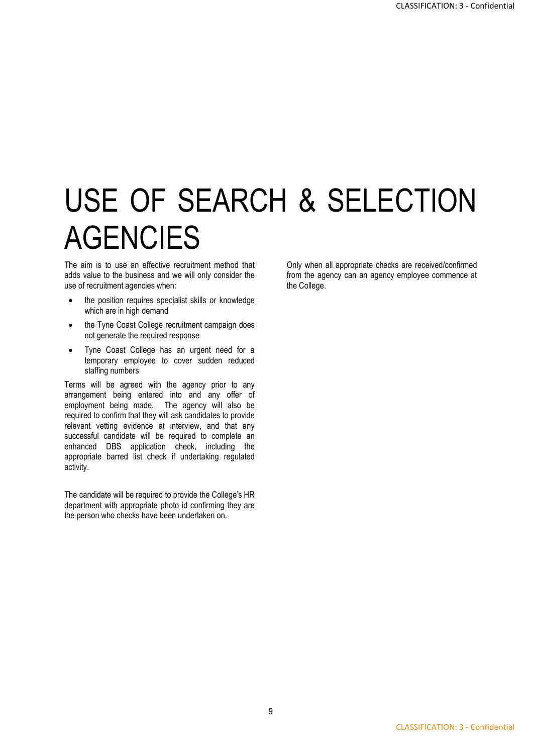# USE OF SEARCH & SELECTION AGENCIES

The aim is to use an effective recruitment method that adds value to the business and we will only consider the use of recruitment agencies when:

- the position requires specialist skills or knowledge which are in high demand
- the Tyne Coast College recruitment campaign does not generate the required response
- Tyne Coast College has an urgent need for a temporary employee to cover sudden reduced staffing numbers

Terms will be agreed with the agency prior to any arrangement being entered into and any offer of employment being made. The agency will also be required to confirm that they will ask candidates to provide relevant vetting evidence at interview, and that any successful candidate will be required to complete an enhanced DBS application check, including the appropriate barred list check if undertaking regulated activity.

The candidate will be required to provide the College's HR department with appropriate photo id confirming they are the person who checks have been undertaken on.

Only when all appropriate checks are received/confirmed from the agency can an agency employee commence at the College.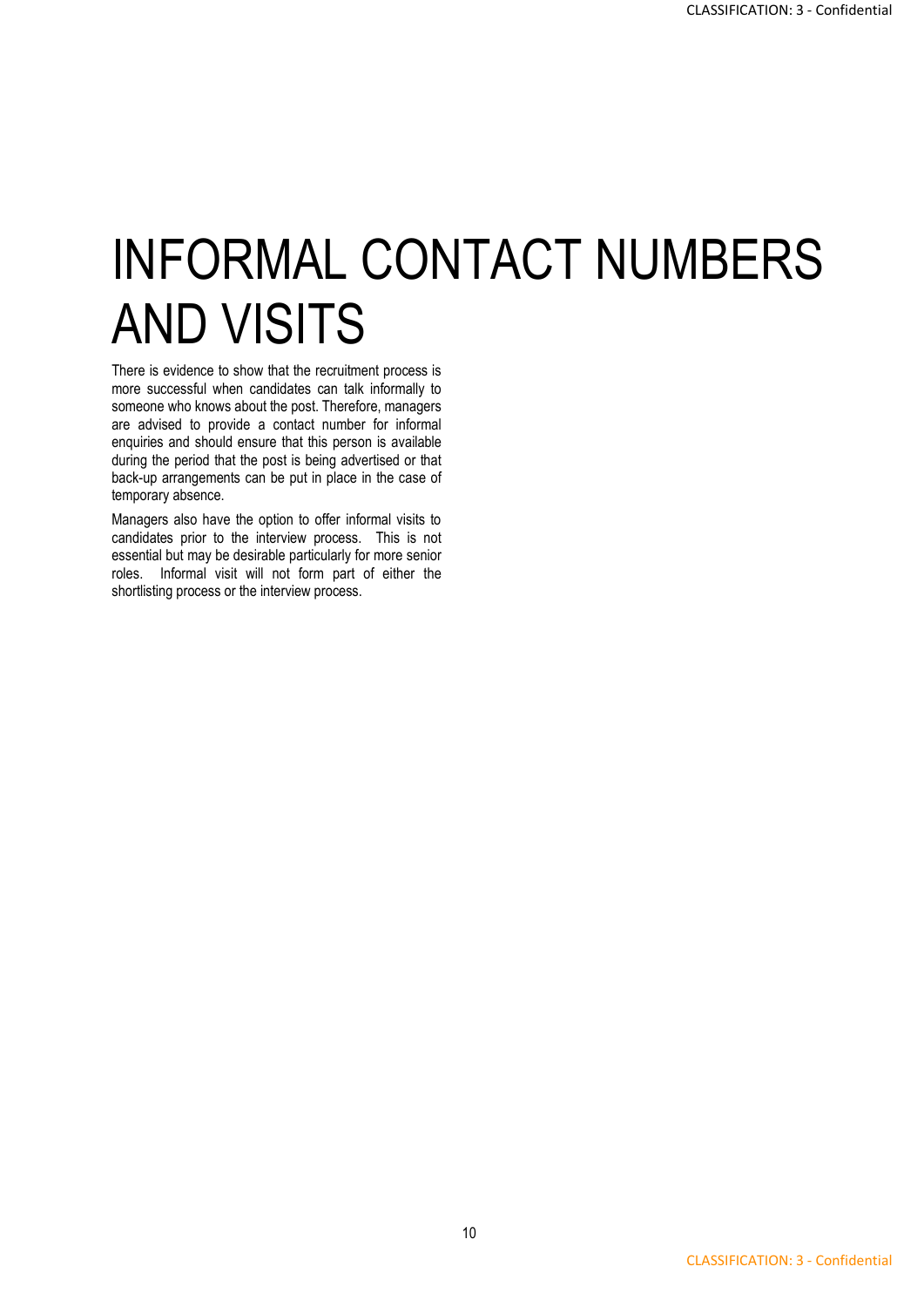# INFORMAL CONTACT NUMBERS AND VISITS

There is evidence to show that the recruitment process is more successful when candidates can talk informally to someone who knows about the post. Therefore, managers are advised to provide a contact number for informal enquiries and should ensure that this person is available during the period that the post is being advertised or that back-up arrangements can be put in place in the case of temporary absence.

Managers also have the option to offer informal visits to candidates prior to the interview process. This is not essential but may be desirable particularly for more senior roles. Informal visit will not form part of either the shortlisting process or the interview process.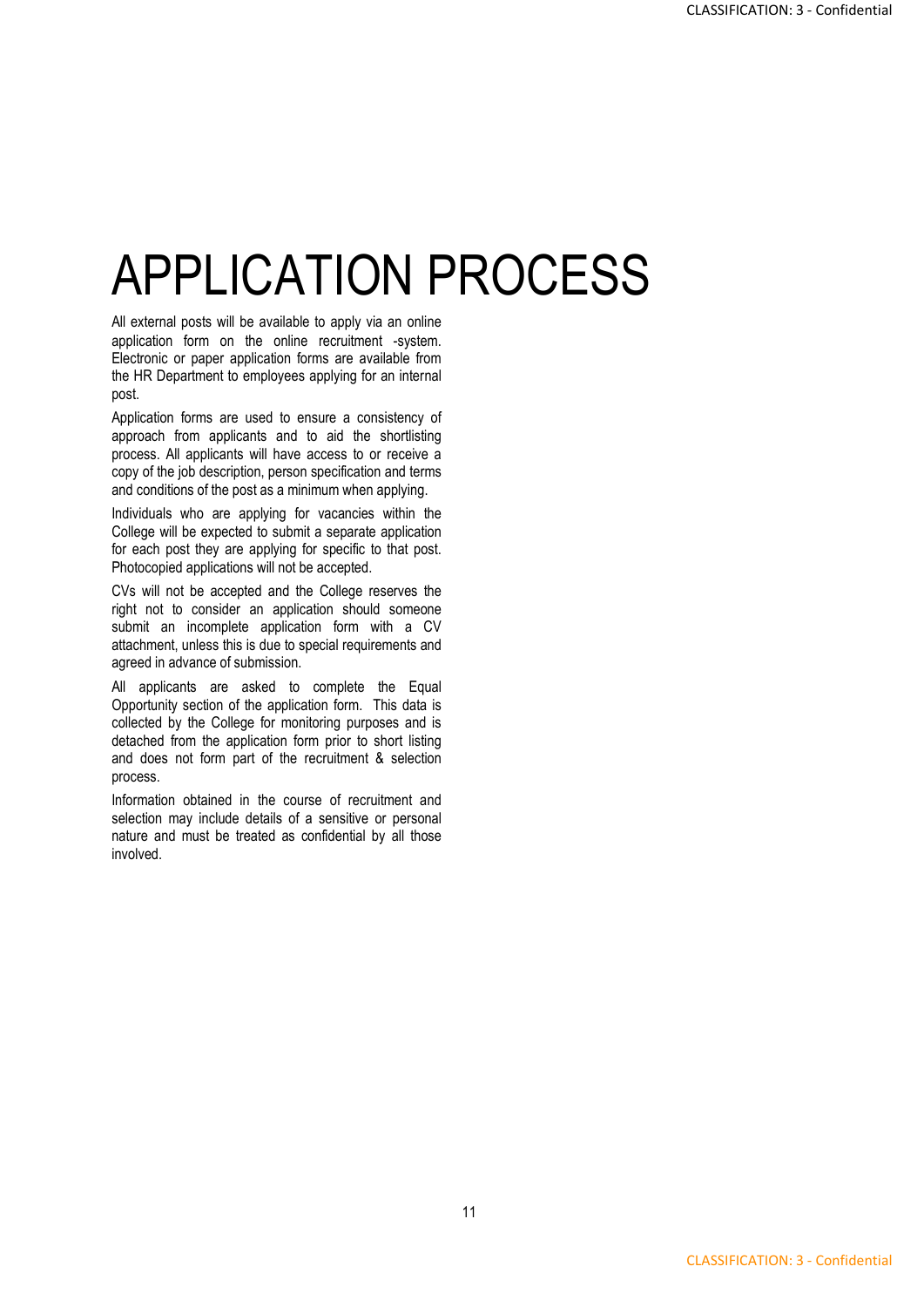# APPLICATION PROCESS

All external posts will be available to apply via an online application form on the online recruitment -system. Electronic or paper application forms are available from the HR Department to employees applying for an internal post.

Application forms are used to ensure a consistency of approach from applicants and to aid the shortlisting process. All applicants will have access to or receive a copy of the job description, person specification and terms and conditions of the post as a minimum when applying.

Individuals who are applying for vacancies within the College will be expected to submit a separate application for each post they are applying for specific to that post. Photocopied applications will not be accepted.

CVs will not be accepted and the College reserves the right not to consider an application should someone submit an incomplete application form with a CV attachment, unless this is due to special requirements and agreed in advance of submission.

All applicants are asked to complete the Equal Opportunity section of the application form. This data is collected by the College for monitoring purposes and is detached from the application form prior to short listing and does not form part of the recruitment & selection process.

Information obtained in the course of recruitment and selection may include details of a sensitive or personal nature and must be treated as confidential by all those involved.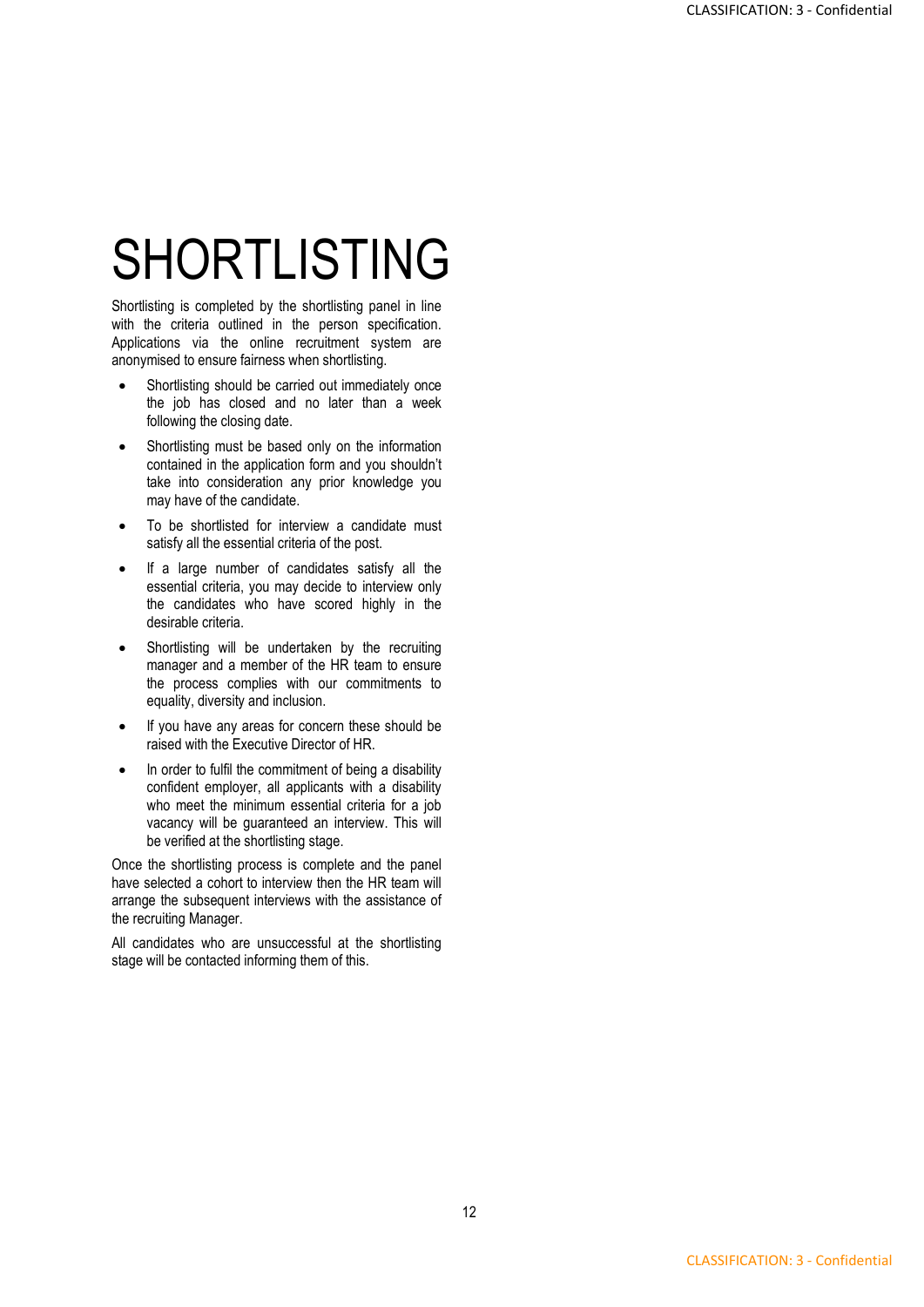# SHORTLISTING

Shortlisting is completed by the shortlisting panel in line with the criteria outlined in the person specification. Applications via the online recruitment system are anonymised to ensure fairness when shortlisting.

- Shortlisting should be carried out immediately once the job has closed and no later than a week following the closing date.
- Shortlisting must be based only on the information contained in the application form and you shouldn't take into consideration any prior knowledge you may have of the candidate.
- To be shortlisted for interview a candidate must satisfy all the essential criteria of the post.
- If a large number of candidates satisfy all the essential criteria, you may decide to interview only the candidates who have scored highly in the desirable criteria.
- Shortlisting will be undertaken by the recruiting manager and a member of the HR team to ensure the process complies with our commitments to equality, diversity and inclusion.
- If you have any areas for concern these should be raised with the Executive Director of HR.
- In order to fulfil the commitment of being a disability confident employer, all applicants with a disability who meet the minimum essential criteria for a job vacancy will be guaranteed an interview. This will be verified at the shortlisting stage.

Once the shortlisting process is complete and the panel have selected a cohort to interview then the HR team will arrange the subsequent interviews with the assistance of the recruiting Manager.

All candidates who are unsuccessful at the shortlisting stage will be contacted informing them of this.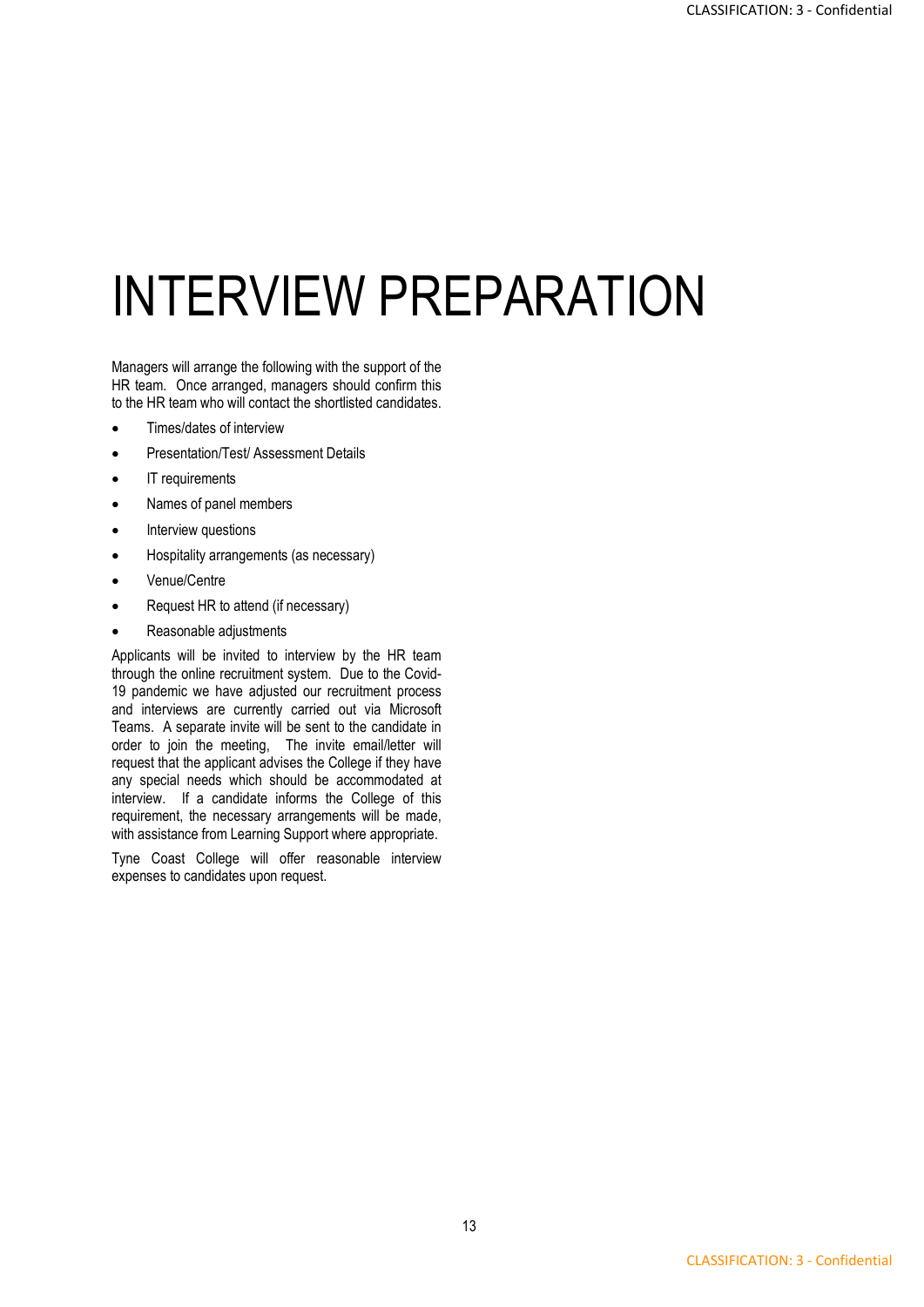# INTERVIEW PREPARATION

Managers will arrange the following with the support of the HR team. Once arranged, managers should confirm this to the HR team who will contact the shortlisted candidates.

- Times/dates of interview
- Presentation/Test/ Assessment Details
- IT requirements
- Names of panel members
- Interview questions
- Hospitality arrangements (as necessary)
- Venue/Centre
- Request HR to attend (if necessary)
- Reasonable adjustments

Applicants will be invited to interview by the HR team through the online recruitment system. Due to the Covid-19 pandemic we have adjusted our recruitment process and interviews are currently carried out via Microsoft Teams. A separate invite will be sent to the candidate in order to join the meeting, The invite email/letter will request that the applicant advises the College if they have any special needs which should be accommodated at interview. If a candidate informs the College of this requirement, the necessary arrangements will be made, with assistance from Learning Support where appropriate.

Tyne Coast College will offer reasonable interview expenses to candidates upon request.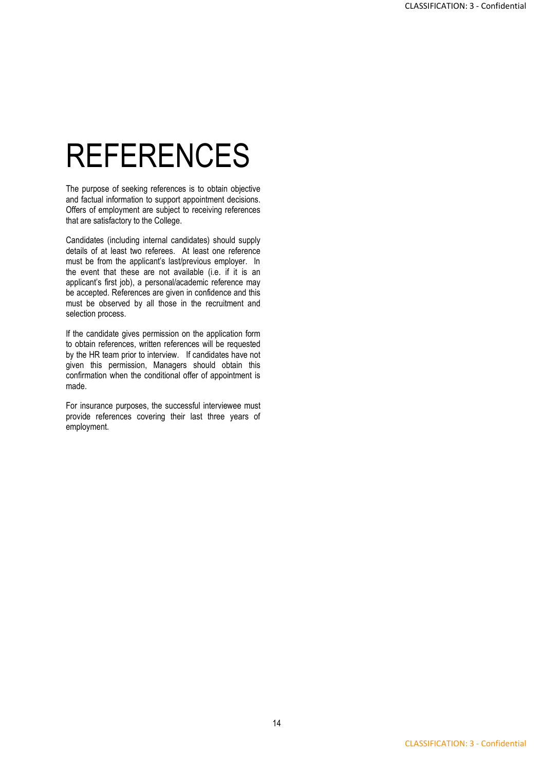# REFERENCES

The purpose of seeking references is to obtain objective and factual information to support appointment decisions. Offers of employment are subject to receiving references that are satisfactory to the College.

Candidates (including internal candidates) should supply details of at least two referees. At least one reference must be from the applicant's last/previous employer. In the event that these are not available (i.e. if it is an applicant's first job), a personal/academic reference may be accepted. References are given in confidence and this must be observed by all those in the recruitment and selection process.

If the candidate gives permission on the application form to obtain references, written references will be requested by the HR team prior to interview. If candidates have not given this permission, Managers should obtain this confirmation when the conditional offer of appointment is made.

For insurance purposes, the successful interviewee must provide references covering their last three years of employment.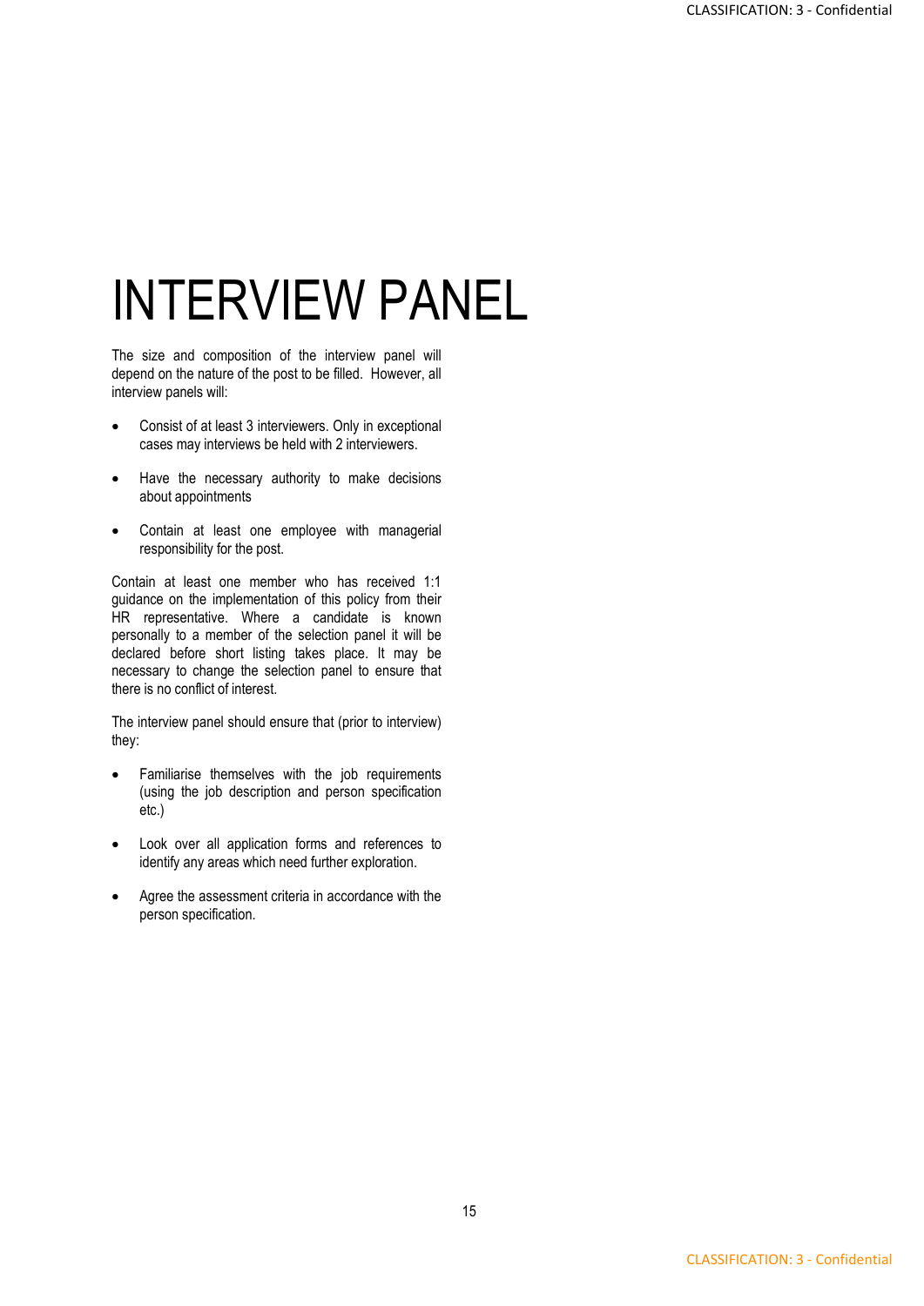# INTERVIEW PANEL

The size and composition of the interview panel will depend on the nature of the post to be filled. However, all interview panels will:

- Consist of at least 3 interviewers. Only in exceptional cases may interviews be held with 2 interviewers.
- Have the necessary authority to make decisions about appointments
- Contain at least one employee with managerial responsibility for the post.

Contain at least one member who has received 1:1 guidance on the implementation of this policy from their HR representative. Where a candidate is known personally to a member of the selection panel it will be declared before short listing takes place. It may be necessary to change the selection panel to ensure that there is no conflict of interest.

The interview panel should ensure that (prior to interview) they:

- Familiarise themselves with the job requirements (using the job description and person specification etc.)
- Look over all application forms and references to identify any areas which need further exploration.
- Agree the assessment criteria in accordance with the person specification.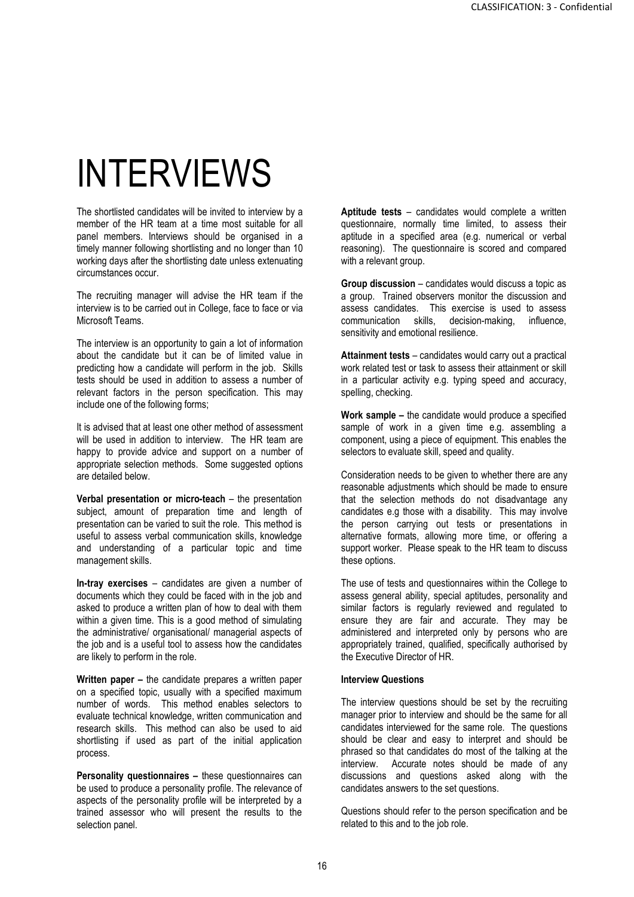# INTERVIEWS

The shortlisted candidates will be invited to interview by a member of the HR team at a time most suitable for all panel members. Interviews should be organised in a timely manner following shortlisting and no longer than 10 working days after the shortlisting date unless extenuating circumstances occur.

The recruiting manager will advise the HR team if the interview is to be carried out in College, face to face or via Microsoft Teams.

The interview is an opportunity to gain a lot of information about the candidate but it can be of limited value in predicting how a candidate will perform in the job. Skills tests should be used in addition to assess a number of relevant factors in the person specification. This may include one of the following forms;

It is advised that at least one other method of assessment will be used in addition to interview. The HR team are happy to provide advice and support on a number of appropriate selection methods. Some suggested options are detailed below.

**Verbal presentation or micro-teach** – the presentation subject, amount of preparation time and length of presentation can be varied to suit the role. This method is useful to assess verbal communication skills, knowledge and understanding of a particular topic and time management skills.

**In-tray exercises** – candidates are given a number of documents which they could be faced with in the job and asked to produce a written plan of how to deal with them within a given time. This is a good method of simulating the administrative/ organisational/ managerial aspects of the job and is a useful tool to assess how the candidates are likely to perform in the role.

**Written paper –** the candidate prepares a written paper on a specified topic, usually with a specified maximum number of words. This method enables selectors to evaluate technical knowledge, written communication and research skills. This method can also be used to aid shortlisting if used as part of the initial application process.

**Personality questionnaires –** these questionnaires can be used to produce a personality profile. The relevance of aspects of the personality profile will be interpreted by a trained assessor who will present the results to the selection panel.

**Aptitude tests** – candidates would complete a written questionnaire, normally time limited, to assess their aptitude in a specified area (e.g. numerical or verbal reasoning). The questionnaire is scored and compared with a relevant group.

**Group discussion** – candidates would discuss a topic as a group. Trained observers monitor the discussion and assess candidates. This exercise is used to assess communication skills, decision-making, influence, sensitivity and emotional resilience.

**Attainment tests** – candidates would carry out a practical work related test or task to assess their attainment or skill in a particular activity e.g. typing speed and accuracy, spelling, checking.

**Work sample –** the candidate would produce a specified sample of work in a given time e.g. assembling a component, using a piece of equipment. This enables the selectors to evaluate skill, speed and quality.

Consideration needs to be given to whether there are any reasonable adjustments which should be made to ensure that the selection methods do not disadvantage any candidates e.g those with a disability. This may involve the person carrying out tests or presentations in alternative formats, allowing more time, or offering a support worker. Please speak to the HR team to discuss these options.

The use of tests and questionnaires within the College to assess general ability, special aptitudes, personality and similar factors is regularly reviewed and regulated to ensure they are fair and accurate. They may be administered and interpreted only by persons who are appropriately trained, qualified, specifically authorised by the Executive Director of HR.

**Interview Questions**

The interview questions should be set by the recruiting manager prior to interview and should be the same for all candidates interviewed for the same role. The questions should be clear and easy to interpret and should be phrased so that candidates do most of the talking at the interview. Accurate notes should be made of any discussions and questions asked along with the candidates answers to the set questions.

Questions should refer to the person specification and be related to this and to the job role.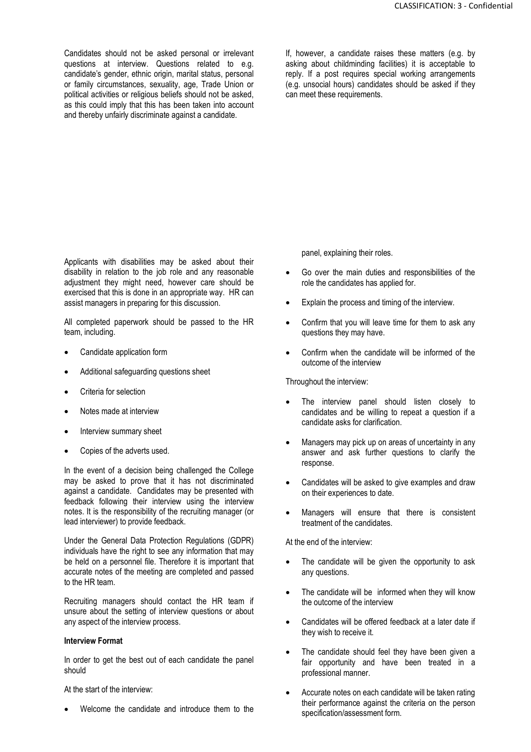Candidates should not be asked personal or irrelevant questions at interview. Questions related to e.g. candidate's gender, ethnic origin, marital status, personal or family circumstances, sexuality, age, Trade Union or political activities or religious beliefs should not be asked, as this could imply that this has been taken into account and thereby unfairly discriminate against a candidate.

If, however, a candidate raises these matters (e.g. by asking about childminding facilities) it is acceptable to reply. If a post requires special working arrangements (e.g. unsocial hours) candidates should be asked if they can meet these requirements.

Applicants with disabilities may be asked about their disability in relation to the job role and any reasonable adjustment they might need, however care should be exercised that this is done in an appropriate way. HR can assist managers in preparing for this discussion.

All completed paperwork should be passed to the HR team, including.

- Candidate application form
- Additional safeguarding questions sheet
- Criteria for selection
- Notes made at interview
- Interview summary sheet
- Copies of the adverts used.

In the event of a decision being challenged the College may be asked to prove that it has not discriminated against a candidate. Candidates may be presented with feedback following their interview using the interview notes. It is the responsibility of the recruiting manager (or lead interviewer) to provide feedback.

Under the General Data Protection Regulations (GDPR) individuals have the right to see any information that may be held on a personnel file. Therefore it is important that accurate notes of the meeting are completed and passed to the HR team.

Recruiting managers should contact the HR team if unsure about the setting of interview questions or about any aspect of the interview process.

**Interview Format**

In order to get the best out of each candidate the panel should

At the start of the interview:

- Welcome the candidate and introduce them to the panel, explaining their roles.
- Go over the main duties and responsibilities of the role the candidates has applied for.
- Explain the process and timing of the interview.
- Confirm that you will leave time for them to ask any questions they may have.
- Confirm when the candidate will be informed of the outcome of the interview

Throughout the interview:

- The interview panel should listen closely to candidates and be willing to repeat a question if a candidate asks for clarification.
- Managers may pick up on areas of uncertainty in any answer and ask further questions to clarify the response.
- Candidates will be asked to give examples and draw on their experiences to date.
- Managers will ensure that there is consistent treatment of the candidates.

At the end of the interview:

- The candidate will be given the opportunity to ask any questions.
- The candidate will be informed when they will know the outcome of the interview
- Candidates will be offered feedback at a later date if they wish to receive it.
- The candidate should feel they have been given a fair opportunity and have been treated in a professional manner.
- Accurate notes on each candidate will be taken rating their performance against the criteria on the person specification/assessment form.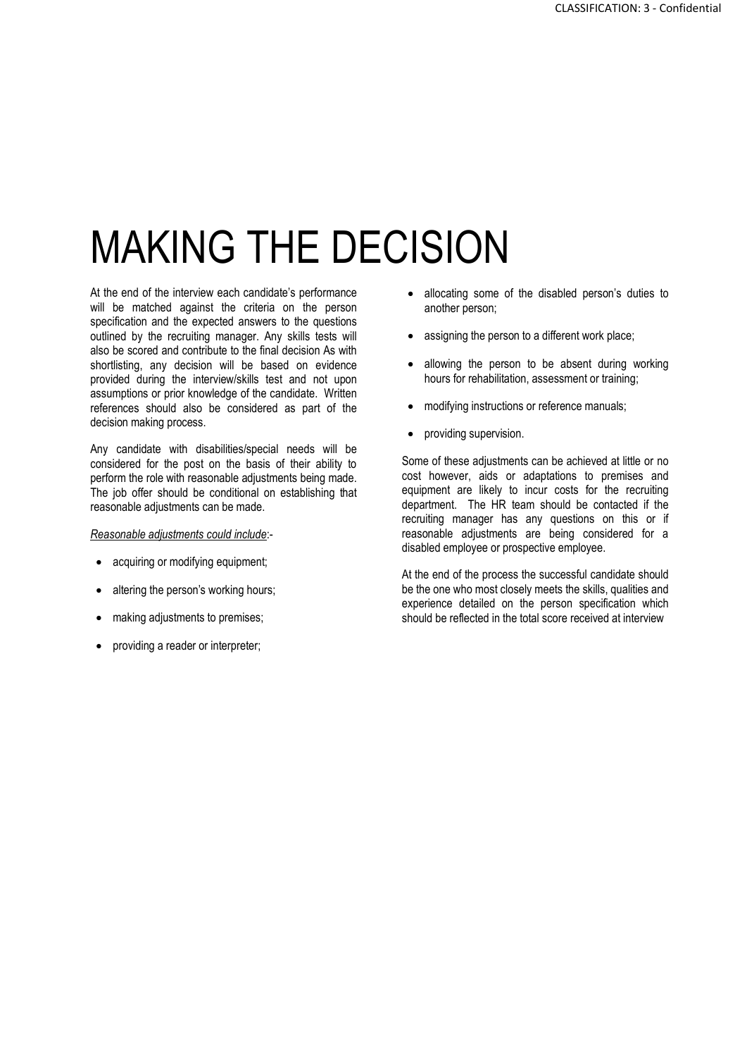# MAKING THE DECISION

At the end of the interview each candidate's performance will be matched against the criteria on the person specification and the expected answers to the questions outlined by the recruiting manager. Any skills tests will also be scored and contribute to the final decision As with shortlisting, any decision will be based on evidence provided during the interview/skills test and not upon assumptions or prior knowledge of the candidate. Written references should also be considered as part of the decision making process.

Any candidate with disabilities/special needs will be considered for the post on the basis of their ability to perform the role with reasonable adjustments being made. The job offer should be conditional on establishing that reasonable adjustments can be made.

*Reasonable adjustments could include*:-

- acquiring or modifying equipment;
- altering the person's working hours;
- making adjustments to premises;
- providing a reader or interpreter;
- allocating some of the disabled person's duties to another person;
- assigning the person to a different work place;
- allowing the person to be absent during working hours for rehabilitation, assessment or training;
- modifying instructions or reference manuals;
- providing supervision.

Some of these adjustments can be achieved at little or no cost however, aids or adaptations to premises and equipment are likely to incur costs for the recruiting department. The HR team should be contacted if the recruiting manager has any questions on this or if reasonable adjustments are being considered for a disabled employee or prospective employee.

At the end of the process the successful candidate should be the one who most closely meets the skills, qualities and experience detailed on the person specification which should be reflected in the total score received at interview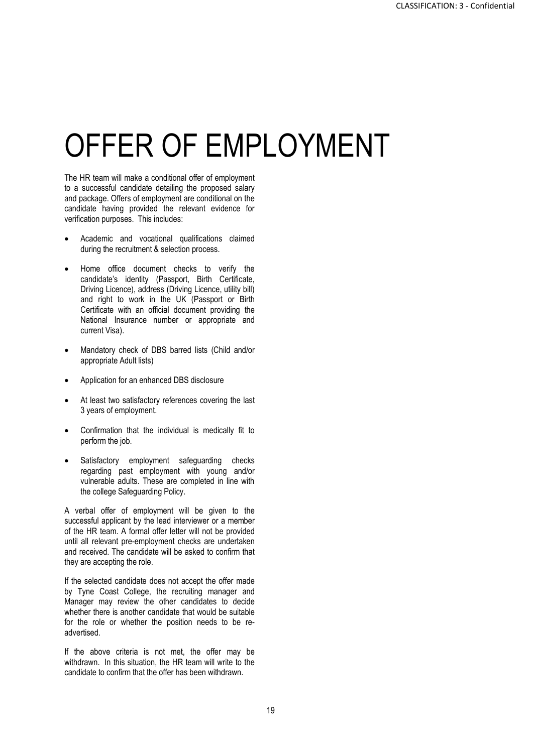# OFFER OF EMPLOYMENT

The HR team will make a conditional offer of employment to a successful candidate detailing the proposed salary and package. Offers of employment are conditional on the candidate having provided the relevant evidence for verification purposes. This includes:

- Academic and vocational qualifications claimed during the recruitment & selection process.
- Home office document checks to verify the candidate's identity (Passport, Birth Certificate, Driving Licence), address (Driving Licence, utility bill) and right to work in the UK (Passport or Birth Certificate with an official document providing the National Insurance number or appropriate and current Visa).
- Mandatory check of DBS barred lists (Child and/or appropriate Adult lists)
- Application for an enhanced DBS disclosure
- At least two satisfactory references covering the last 3 years of employment.
- Confirmation that the individual is medically fit to perform the job.
- Satisfactory employment safeguarding checks regarding past employment with young and/or vulnerable adults. These are completed in line with the college Safeguarding Policy.

A verbal offer of employment will be given to the successful applicant by the lead interviewer or a member of the HR team. A formal offer letter will not be provided until all relevant pre-employment checks are undertaken and received. The candidate will be asked to confirm that they are accepting the role.

If the selected candidate does not accept the offer made by Tyne Coast College, the recruiting manager and Manager may review the other candidates to decide whether there is another candidate that would be suitable for the role or whether the position needs to be re-advertised.

If the above criteria is not met, the offer may be withdrawn. In this situation, the HR team will write to the candidate to confirm that the offer has been withdrawn.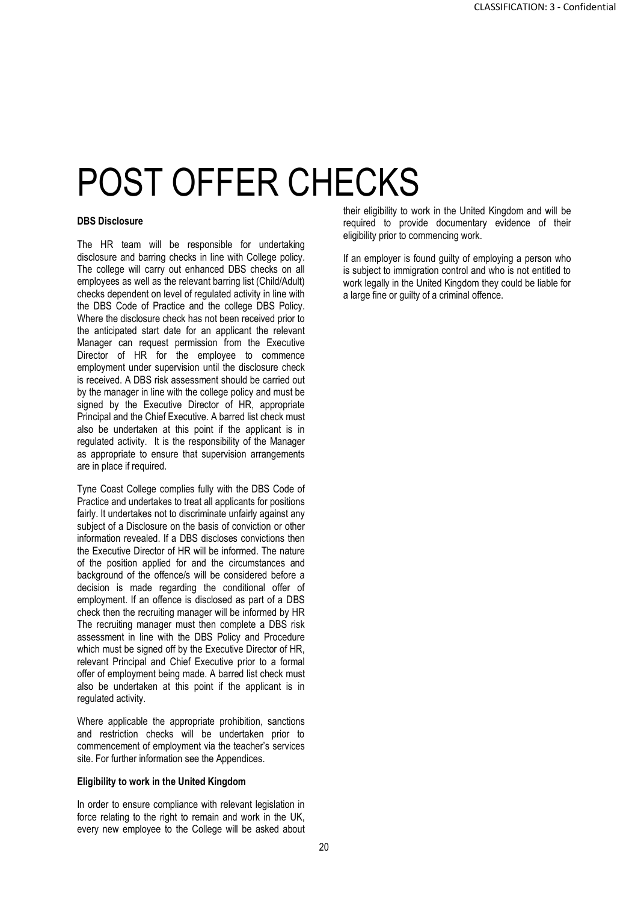# POST OFFER CHECKS

**DBS Disclosure**

The HR team will be responsible for undertaking disclosure and barring checks in line with College policy. The college will carry out enhanced DBS checks on all employees as well as the relevant barring list (Child/Adult) checks dependent on level of regulated activity in line with the DBS Code of Practice and the college DBS Policy. Where the disclosure check has not been received prior to the anticipated start date for an applicant the relevant Manager can request permission from the Executive Director of HR for the employee to commence employment under supervision until the disclosure check is received. A DBS risk assessment should be carried out by the manager in line with the college policy and must be signed by the Executive Director of HR, appropriate Principal and the Chief Executive. A barred list check must also be undertaken at this point if the applicant is in regulated activity. It is the responsibility of the Manager as appropriate to ensure that supervision arrangements are in place if required.

Tyne Coast College complies fully with the DBS Code of Practice and undertakes to treat all applicants for positions fairly. It undertakes not to discriminate unfairly against any subject of a Disclosure on the basis of conviction or other information revealed. If a DBS discloses convictions then the Executive Director of HR will be informed. The nature of the position applied for and the circumstances and background of the offence/s will be considered before a decision is made regarding the conditional offer of employment. If an offence is disclosed as part of a DBS check then the recruiting manager will be informed by HR The recruiting manager must then complete a DBS risk assessment in line with the DBS Policy and Procedure which must be signed off by the Executive Director of HR, relevant Principal and Chief Executive prior to a formal offer of employment being made. A barred list check must also be undertaken at this point if the applicant is in regulated activity.

Where applicable the appropriate prohibition, sanctions and restriction checks will be undertaken prior to commencement of employment via the teacher's services site. For further information see the Appendices.

**Eligibility to work in the United Kingdom**

In order to ensure compliance with relevant legislation in force relating to the right to remain and work in the UK, every new employee to the College will be asked about their eligibility to work in the United Kingdom and will be required to provide documentary evidence of their eligibility prior to commencing work.

If an employer is found guilty of employing a person who is subject to immigration control and who is not entitled to work legally in the United Kingdom they could be liable for a large fine or guilty of a criminal offence.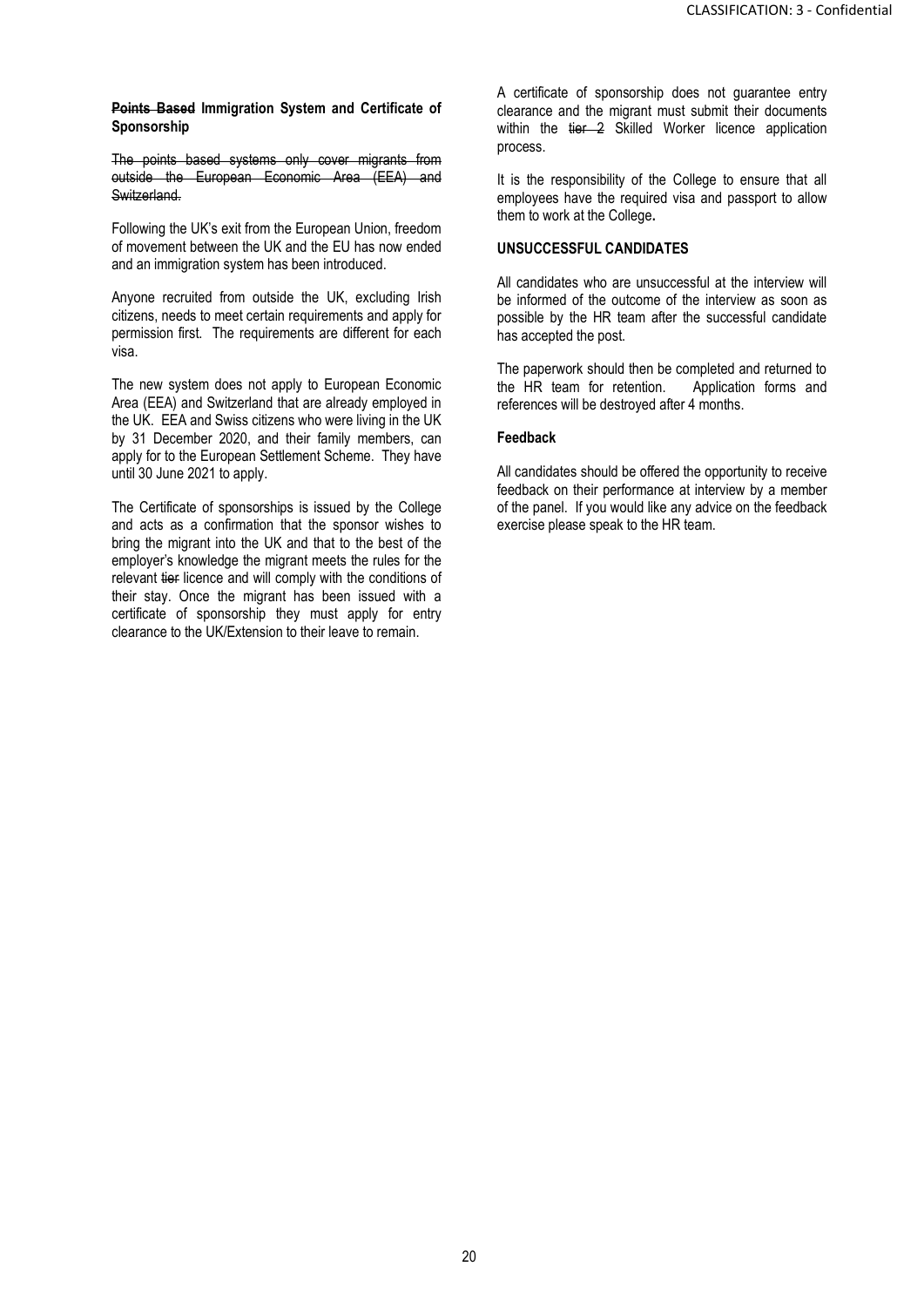**~~Points Based~~ Immigration System and Certificate of Sponsorship**

~~The points based systems only cover migrants from outside the European Economic Area (EEA) and Switzerland.~~

Following the UK's exit from the European Union, freedom of movement between the UK and the EU has now ended and an immigration system has been introduced.

Anyone recruited from outside the UK, excluding Irish citizens, needs to meet certain requirements and apply for permission first. The requirements are different for each visa.

The new system does not apply to European Economic Area (EEA) and Switzerland that are already employed in the UK. EEA and Swiss citizens who were living in the UK by 31 December 2020, and their family members, can apply for to the European Settlement Scheme. They have until 30 June 2021 to apply.

The Certificate of sponsorships is issued by the College and acts as a confirmation that the sponsor wishes to bring the migrant into the UK and that to the best of the employer's knowledge the migrant meets the rules for the relevant ~~tier~~ licence and will comply with the conditions of their stay. Once the migrant has been issued with a certificate of sponsorship they must apply for entry clearance to the UK/Extension to their leave to remain.

A certificate of sponsorship does not guarantee entry clearance and the migrant must submit their documents within the ~~tier 2~~ Skilled Worker licence application process.

It is the responsibility of the College to ensure that all employees have the required visa and passport to allow them to work at the College**.**

**UNSUCCESSFUL CANDIDATES**

All candidates who are unsuccessful at the interview will be informed of the outcome of the interview as soon as possible by the HR team after the successful candidate has accepted the post.

The paperwork should then be completed and returned to the HR team for retention. Application forms and references will be destroyed after 4 months.

**Feedback**

All candidates should be offered the opportunity to receive feedback on their performance at interview by a member of the panel. If you would like any advice on the feedback exercise please speak to the HR team.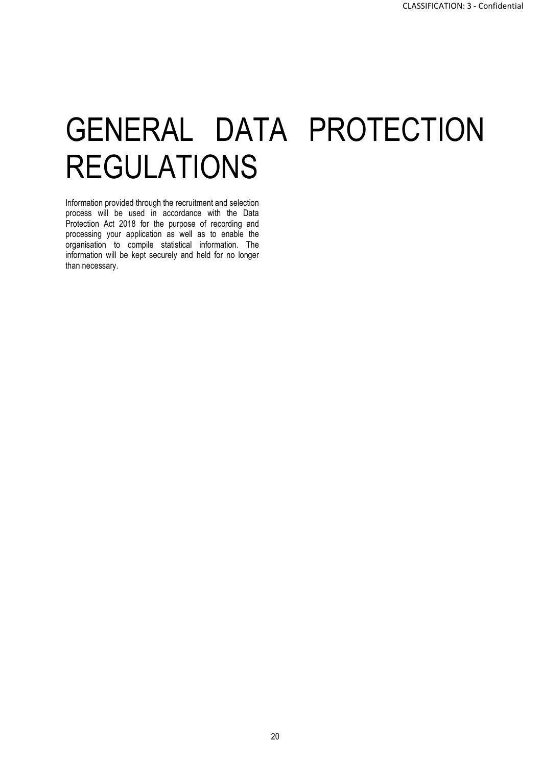# GENERAL DATA PROTECTION REGULATIONS

Information provided through the recruitment and selection process will be used in accordance with the Data Protection Act 2018 for the purpose of recording and processing your application as well as to enable the organisation to compile statistical information. The information will be kept securely and held for no longer than necessary.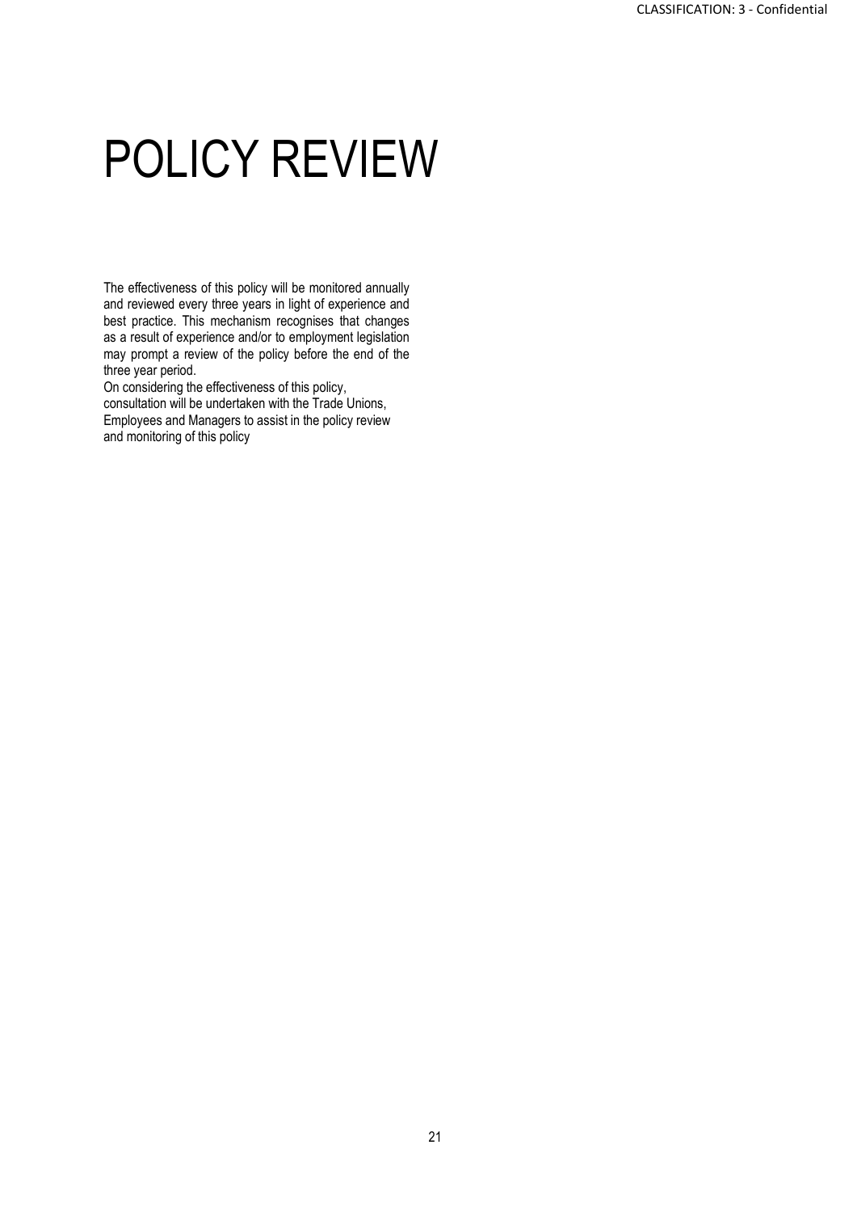# POLICY REVIEW

The effectiveness of this policy will be monitored annually and reviewed every three years in light of experience and best practice. This mechanism recognises that changes as a result of experience and/or to employment legislation may prompt a review of the policy before the end of the three year period.

On considering the effectiveness of this policy, consultation will be undertaken with the Trade Unions, Employees and Managers to assist in the policy review and monitoring of this policy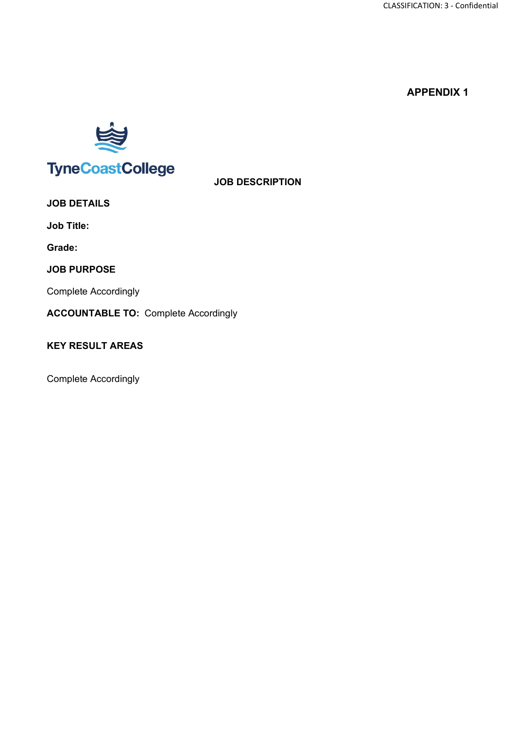**APPENDIX 1**

TyneCoastCollege

**JOB DESCRIPTION**

**JOB DETAILS**

**Job Title:**

**Grade:**

**JOB PURPOSE**

Complete Accordingly

**ACCOUNTABLE TO:** Complete Accordingly

**KEY RESULT AREAS**

Complete Accordingly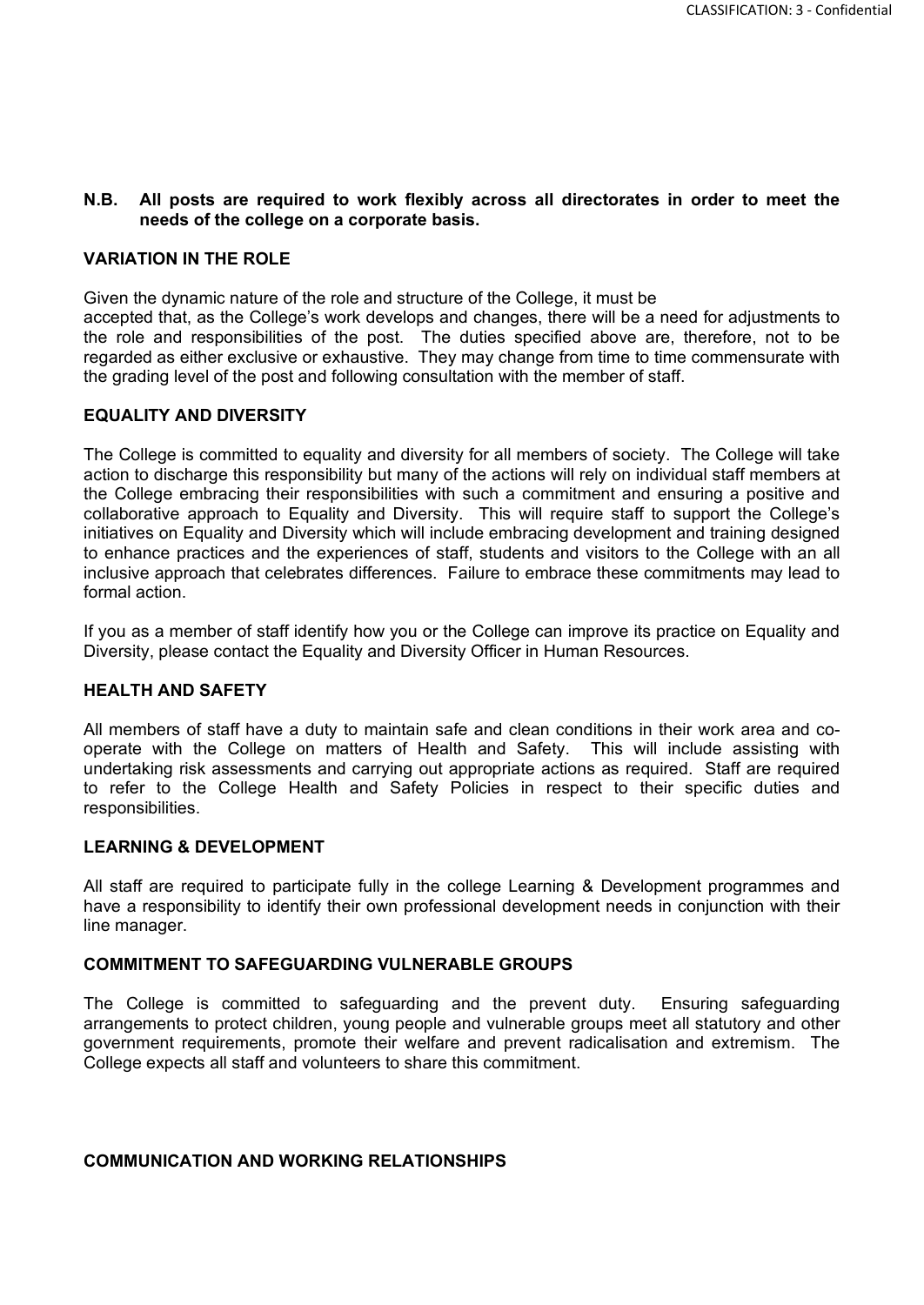**N.B. All posts are required to work flexibly across all directorates in order to meet the needs of the college on a corporate basis.**

## VARIATION IN THE ROLE

Given the dynamic nature of the role and structure of the College, it must be accepted that, as the College's work develops and changes, there will be a need for adjustments to the role and responsibilities of the post. The duties specified above are, therefore, not to be regarded as either exclusive or exhaustive. They may change from time to time commensurate with the grading level of the post and following consultation with the member of staff.

## EQUALITY AND DIVERSITY

The College is committed to equality and diversity for all members of society. The College will take action to discharge this responsibility but many of the actions will rely on individual staff members at the College embracing their responsibilities with such a commitment and ensuring a positive and collaborative approach to Equality and Diversity. This will require staff to support the College's initiatives on Equality and Diversity which will include embracing development and training designed to enhance practices and the experiences of staff, students and visitors to the College with an all inclusive approach that celebrates differences. Failure to embrace these commitments may lead to formal action.

If you as a member of staff identify how you or the College can improve its practice on Equality and Diversity, please contact the Equality and Diversity Officer in Human Resources.

## HEALTH AND SAFETY

All members of staff have a duty to maintain safe and clean conditions in their work area and co-operate with the College on matters of Health and Safety. This will include assisting with undertaking risk assessments and carrying out appropriate actions as required. Staff are required to refer to the College Health and Safety Policies in respect to their specific duties and responsibilities.

## LEARNING & DEVELOPMENT

All staff are required to participate fully in the college Learning & Development programmes and have a responsibility to identify their own professional development needs in conjunction with their line manager.

## COMMITMENT TO SAFEGUARDING VULNERABLE GROUPS

The College is committed to safeguarding and the prevent duty. Ensuring safeguarding arrangements to protect children, young people and vulnerable groups meet all statutory and other government requirements, promote their welfare and prevent radicalisation and extremism. The College expects all staff and volunteers to share this commitment.

## COMMUNICATION AND WORKING RELATIONSHIPS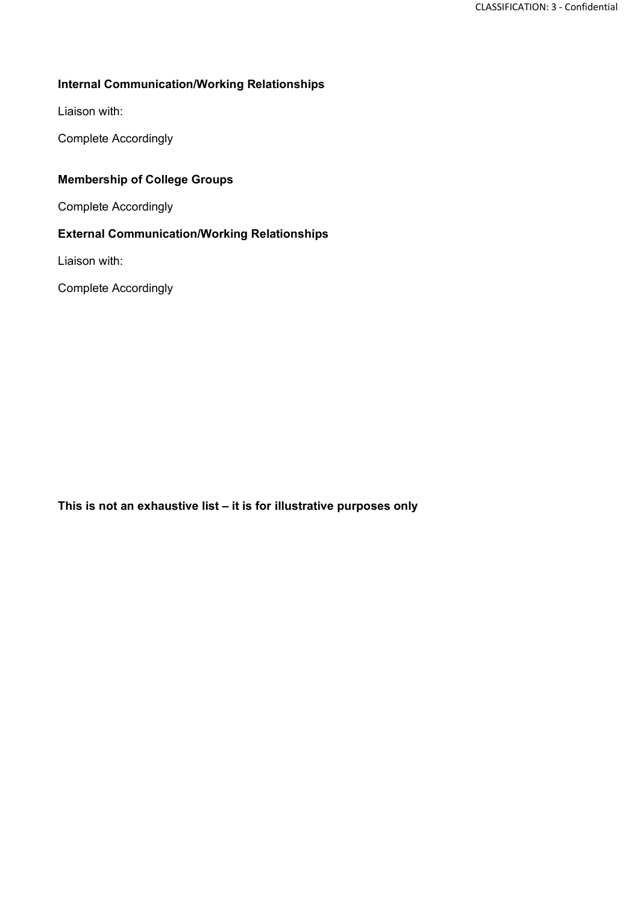**Internal Communication/Working Relationships**

Liaison with:

Complete Accordingly

**Membership of College Groups**

Complete Accordingly

**External Communication/Working Relationships**

Liaison with:

Complete Accordingly

**This is not an exhaustive list – it is for illustrative purposes only**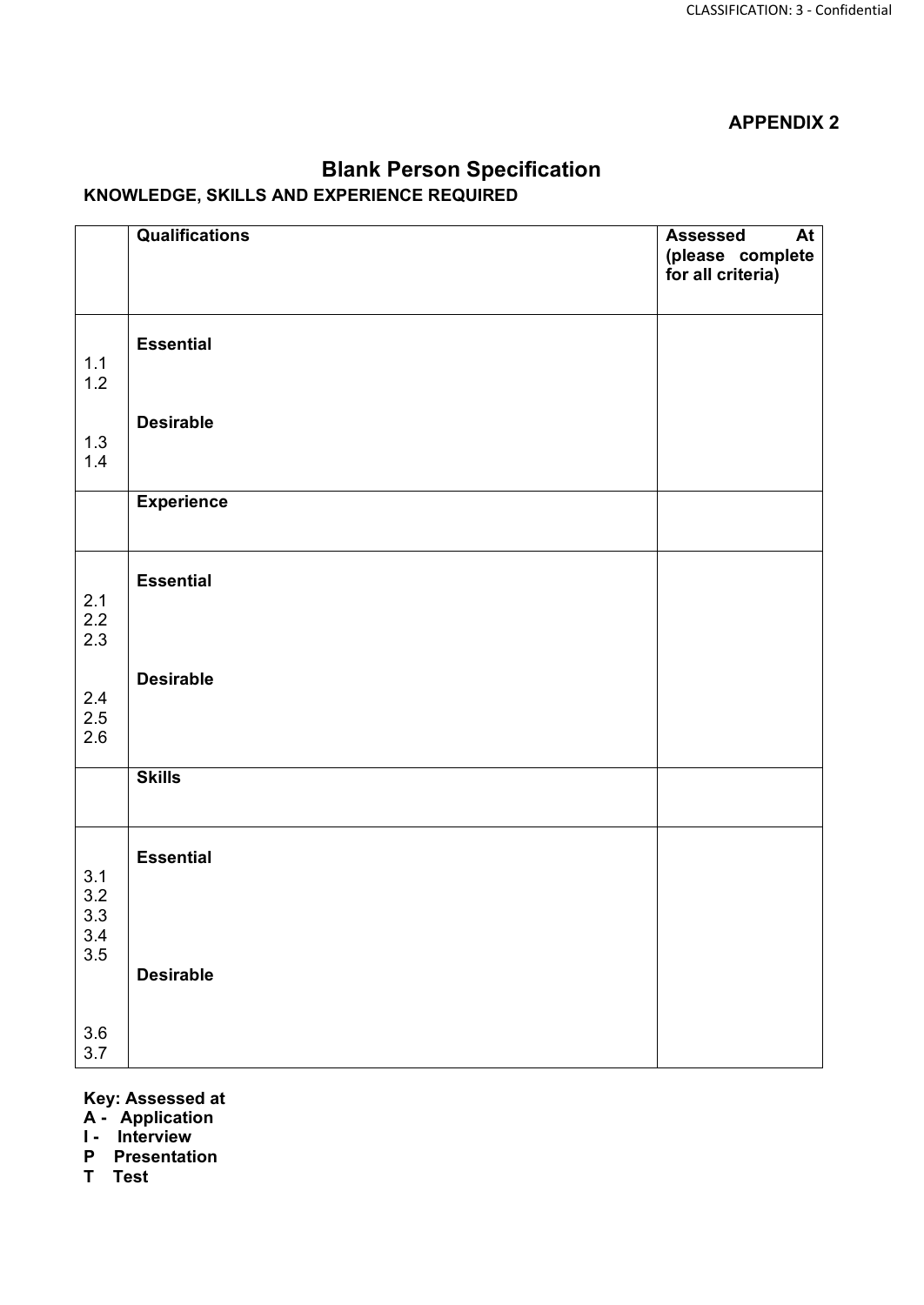**APPENDIX 2**

## Blank Person Specification

**KNOWLEDGE, SKILLS AND EXPERIENCE REQUIRED**

| | **Qualifications** | **Assessed At (please complete for all criteria)** |
|---|---|---|
| 1.1<br>1.2<br><br>1.3<br>1.4 | **Essential**<br><br><br>**Desirable** | |
| | **Experience** | |
| 2.1<br>2.2<br>2.3<br><br>2.4<br>2.5<br>2.6 | **Essential**<br><br><br><br>**Desirable** | |
| | **Skills** | |
| 3.1<br>3.2<br>3.3<br>3.4<br>3.5<br><br>3.6<br>3.7 | **Essential**<br><br><br><br><br>**Desirable** | |

**Key: Assessed at**
**A - Application**
**I - Interview**
**P Presentation**
**T Test**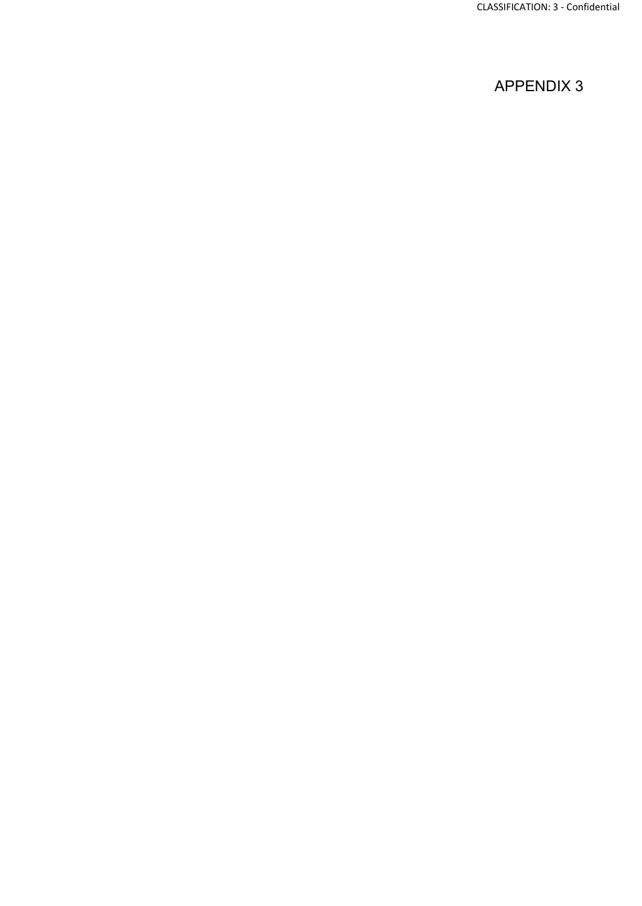APPENDIX 3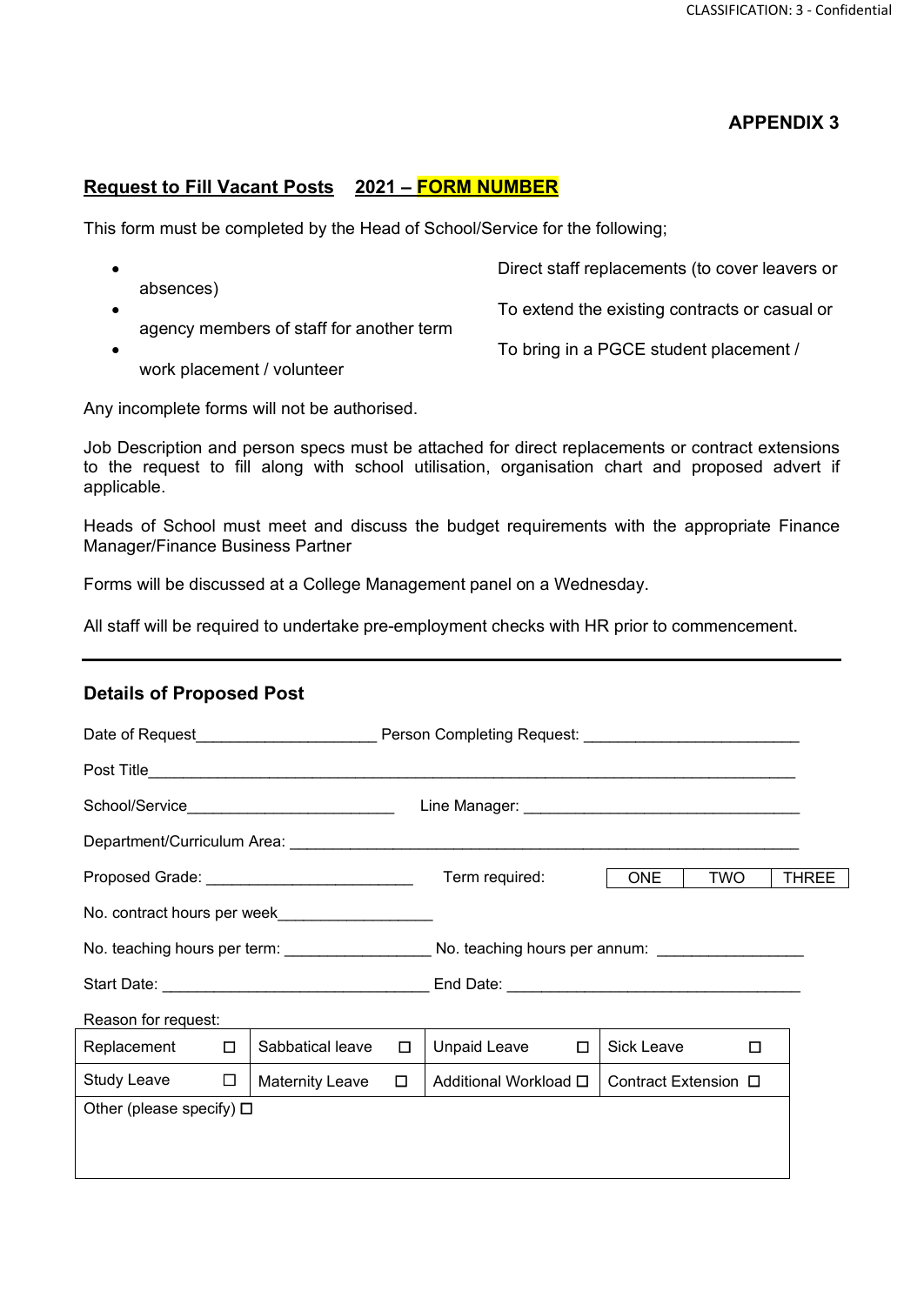CLASSIFICATION: 3 - Confidential

**APPENDIX 3**

## Request to Fill Vacant Posts    2021 – FORM NUMBER

This form must be completed by the Head of School/Service for the following;

- Direct staff replacements (to cover leavers or absences)
- To extend the existing contracts or casual or agency members of staff for another term
- To bring in a PGCE student placement / work placement / volunteer

Any incomplete forms will not be authorised.

Job Description and person specs must be attached for direct replacements or contract extensions to the request to fill along with school utilisation, organisation chart and proposed advert if applicable.

Heads of School must meet and discuss the budget requirements with the appropriate Finance Manager/Finance Business Partner

Forms will be discussed at a College Management panel on a Wednesday.

All staff will be required to undertake pre-employment checks with HR prior to commencement.

---

### Details of Proposed Post

Date of Request____________________ Person Completing Request: ________________________

Post Title____________________________________________________________________________

School/Service_______________________ Line Manager: _______________________________

Department/Curriculum Area: __________________________________________________________

Proposed Grade: _______________________ Term required:

| ONE | TWO | THREE |
|---|---|---|

No. contract hours per week_________________

No. teaching hours per term: ________________ No. teaching hours per annum: ________________

Start Date: _____________________________ End Date: ________________________________

Reason for request:

| | | | |
|---|---|---|---|
| Replacement ☐ | Sabbatical leave ☐ | Unpaid Leave ☐ | Sick Leave ☐ |
| Study Leave ☐ | Maternity Leave ☐ | Additional Workload ☐ | Contract Extension ☐ |
| Other (please specify) ☐ | | | |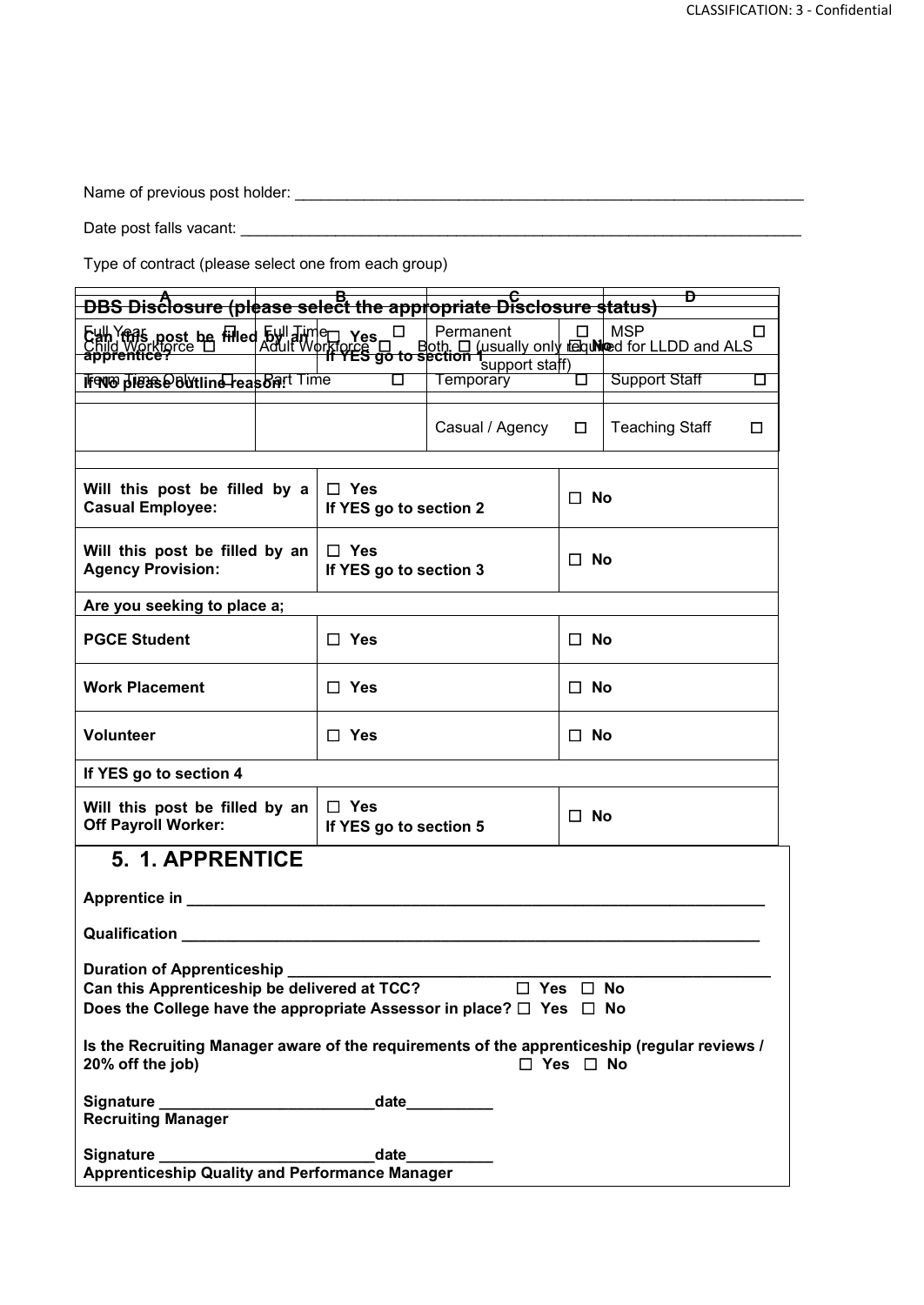Name of previous post holder: ___________________________________________________________

Date post falls vacant: _______________________________________________________________

Type of contract (please select one from each group)

| A | B | C | D |
|---|---|---|---|
| Full Year ☐ | Full Time ☐ | Permanent ☐ | MSP ☐ |
| Term Time Only ☐ | Part Time ☐ | Temporary ☐ | Support Staff ☐ |
| | | Casual / Agency ☐ | Teaching Staff ☐ |

| **DBS Disclosure (please select the appropriate Disclosure status)** | | |
|---|---|---|
| Child Workforce ☐ | Adult Workforce ☐ | Both ☐ (usually only required for LLDD and ALS support staff) |

| | | |
|---|---|---|
| **Can this post be filled by an apprentice?** | ☐ **Yes** **If YES go to section 1** | ☐ **No** |
| **If No please outline reason:** | | |

| | | |
|---|---|---|
| **Will this post be filled by a Casual Employee:** | ☐ **Yes** **If YES go to section 2** | ☐ **No** |
| **Will this post be filled by an Agency Provision:** | ☐ **Yes** **If YES go to section 3** | ☐ **No** |
| **Are you seeking to place a;** | | |
| **PGCE Student** | ☐ **Yes** | ☐ **No** |
| **Work Placement** | ☐ **Yes** | ☐ **No** |
| **Volunteer** | ☐ **Yes** | ☐ **No** |
| **If YES go to section 4** | | |
| **Will this post be filled by an Off Payroll Worker:** | ☐ **Yes** **If YES go to section 5** | ☐ **No** |

## 5. 1. APPRENTICE

**Apprentice in** ____________________________________________________________________

**Qualification** ____________________________________________________________________

**Duration of Apprenticeship** _______________________________________________________

**Can this Apprenticeship be delivered at TCC?** ☐ **Yes** ☐ **No**

**Does the College have the appropriate Assessor in place?** ☐ **Yes** ☐ **No**

**Is the Recruiting Manager aware of the requirements of the apprenticeship (regular reviews / 20% off the job)** ☐ **Yes** ☐ **No**

**Signature** _________________________ **date** __________
**Recruiting Manager**

**Signature** _________________________ **date** __________
**Apprenticeship Quality and Performance Manager**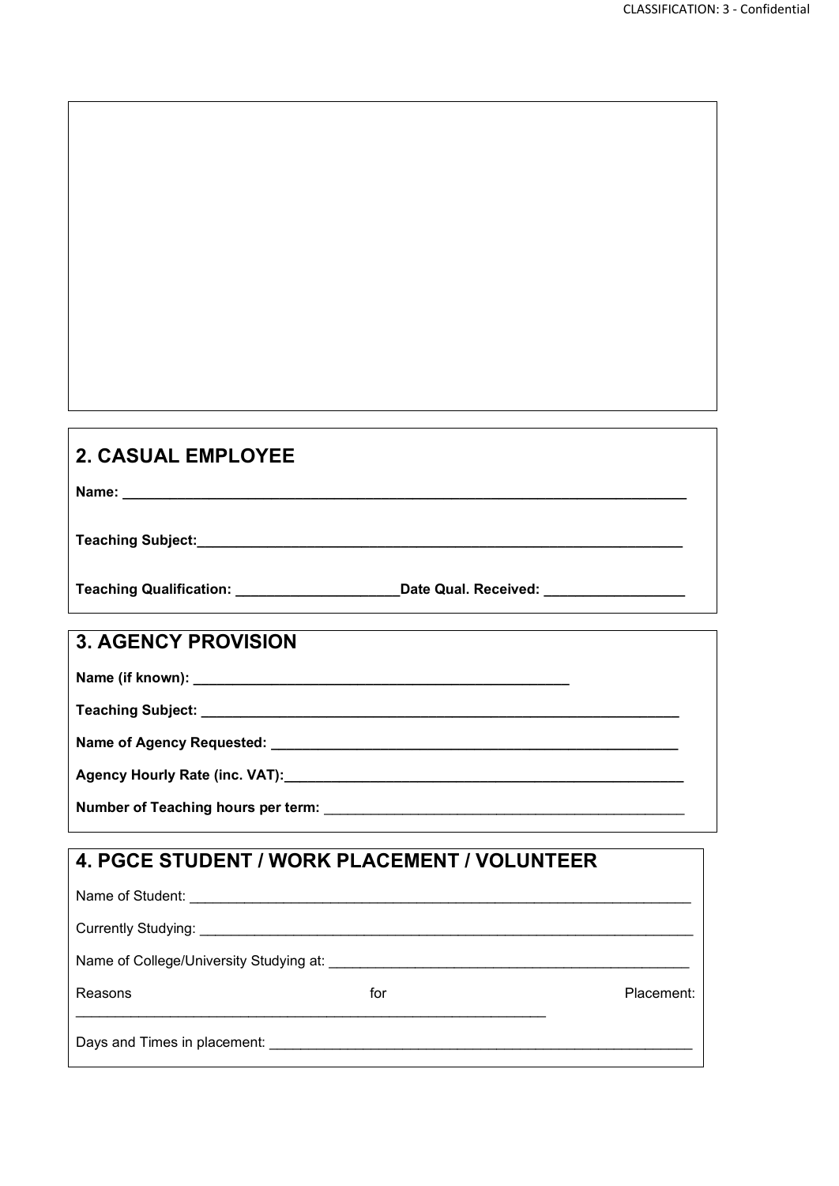## 2. CASUAL EMPLOYEE

**Name: ______________________________________________________________________**

**Teaching Subject:______________________________________________________________**

**Teaching Qualification: ____________________Date Qual. Received: _________________**

## 3. AGENCY PROVISION

**Name (if known): _______________________________________________**

**Teaching Subject: ____________________________________________________________**

**Name of Agency Requested: ____________________________________________________**

**Agency Hourly Rate (inc. VAT):_________________________________________________**

**Number of Teaching hours per term:** _____________________________________________

## 4. PGCE STUDENT / WORK PLACEMENT / VOLUNTEER

Name of Student: ________________________________________________________________

Currently Studying: ______________________________________________________________

Name of College/University Studying at: ____________________________________________

Reasons for Placement: _____________________________________________________________

Days and Times in placement: ____________________________________________________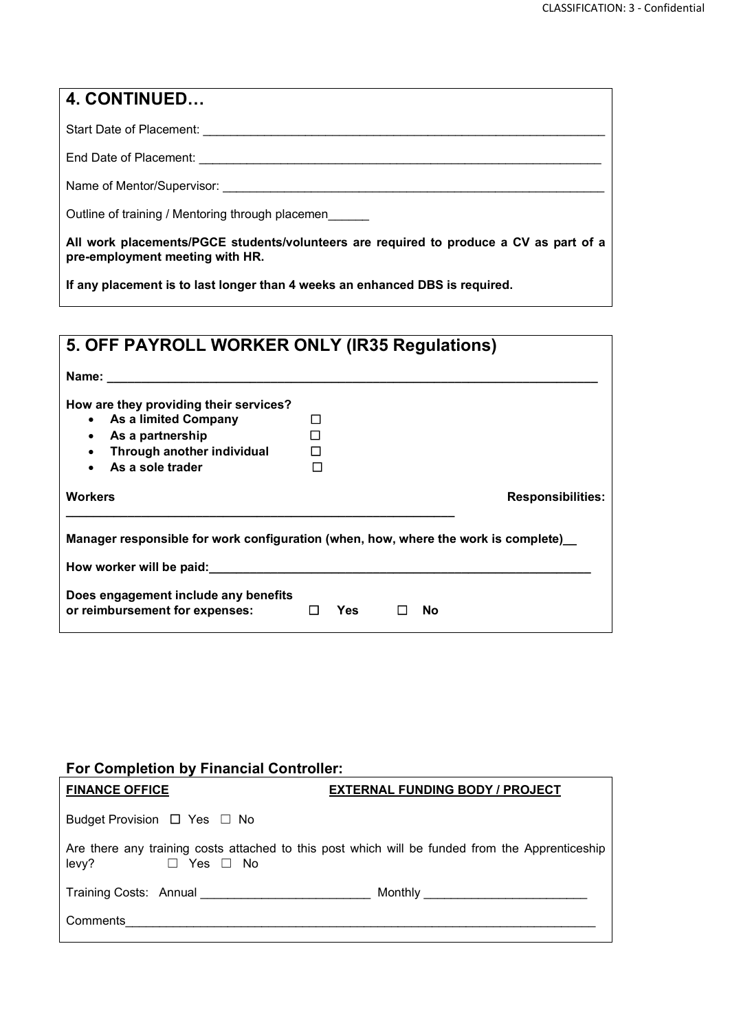## 4. CONTINUED…

Start Date of Placement: ____________________________________________________________

End Date of Placement: ____________________________________________________________

Name of Mentor/Supervisor: ____________________________________________________________

Outline of training / Mentoring through placemen______

**All work placements/PGCE students/volunteers are required to produce a CV as part of a pre-employment meeting with HR.**

**If any placement is to last longer than 4 weeks an enhanced DBS is required.**

## 5. OFF PAYROLL WORKER ONLY (IR35 Regulations)

**Name: ________________________________________________________________________**

**How are they providing their services?**

- **As a limited Company** ☐
- **As a partnership** ☐
- **Through another individual** ☐
- **As a sole trader** ☐

**Workers Responsibilities:**

**________________________________________________________**

**Manager responsible for work configuration (when, how, where the work is complete)__**

**How worker will be paid:________________________________________________________**

**Does engagement include any benefits or reimbursement for expenses:** ☐ **Yes** ☐ **No**

### For Completion by Financial Controller:

**FINANCE OFFICE** **EXTERNAL FUNDING BODY / PROJECT**

Budget Provision ☐ Yes ☐ No

Are there any training costs attached to this post which will be funded from the Apprenticeship levy? ☐ Yes ☐ No

Training Costs: Annual ________________________ Monthly ________________________

Comments________________________________________________________________________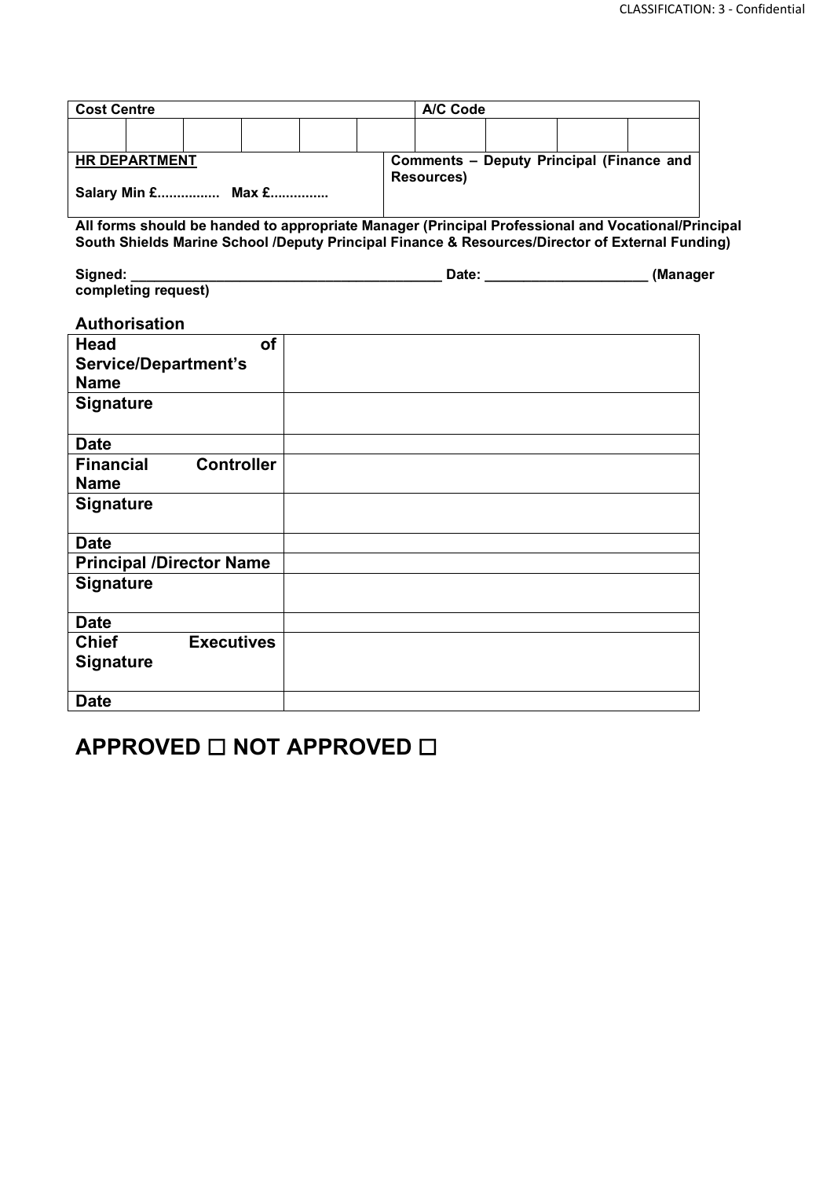| Cost Centre | | | | | | A/C Code | | | |
|---|---|---|---|---|---|---|---|---|---|
| | | | | | | | | | |

| HR DEPARTMENT<br><br>Salary Min £................ Max £............... | Comments – Deputy Principal (Finance and Resources) |
|---|---|

**All forms should be handed to appropriate Manager (Principal Professional and Vocational/Principal South Shields Marine School /Deputy Principal Finance & Resources/Director of External Funding)**

**Signed: ________________________________________ Date: _____________________ (Manager completing request)**

**Authorisation**

| | |
|---|---|
| **Head of Service/Department's Name** | |
| **Signature** | |
| **Date** | |
| **Financial Controller Name** | |
| **Signature** | |
| **Date** | |
| **Principal /Director Name** | |
| **Signature** | |
| **Date** | |
| **Chief Executives Signature** | |
| **Date** | |

## APPROVED ☐ NOT APPROVED ☐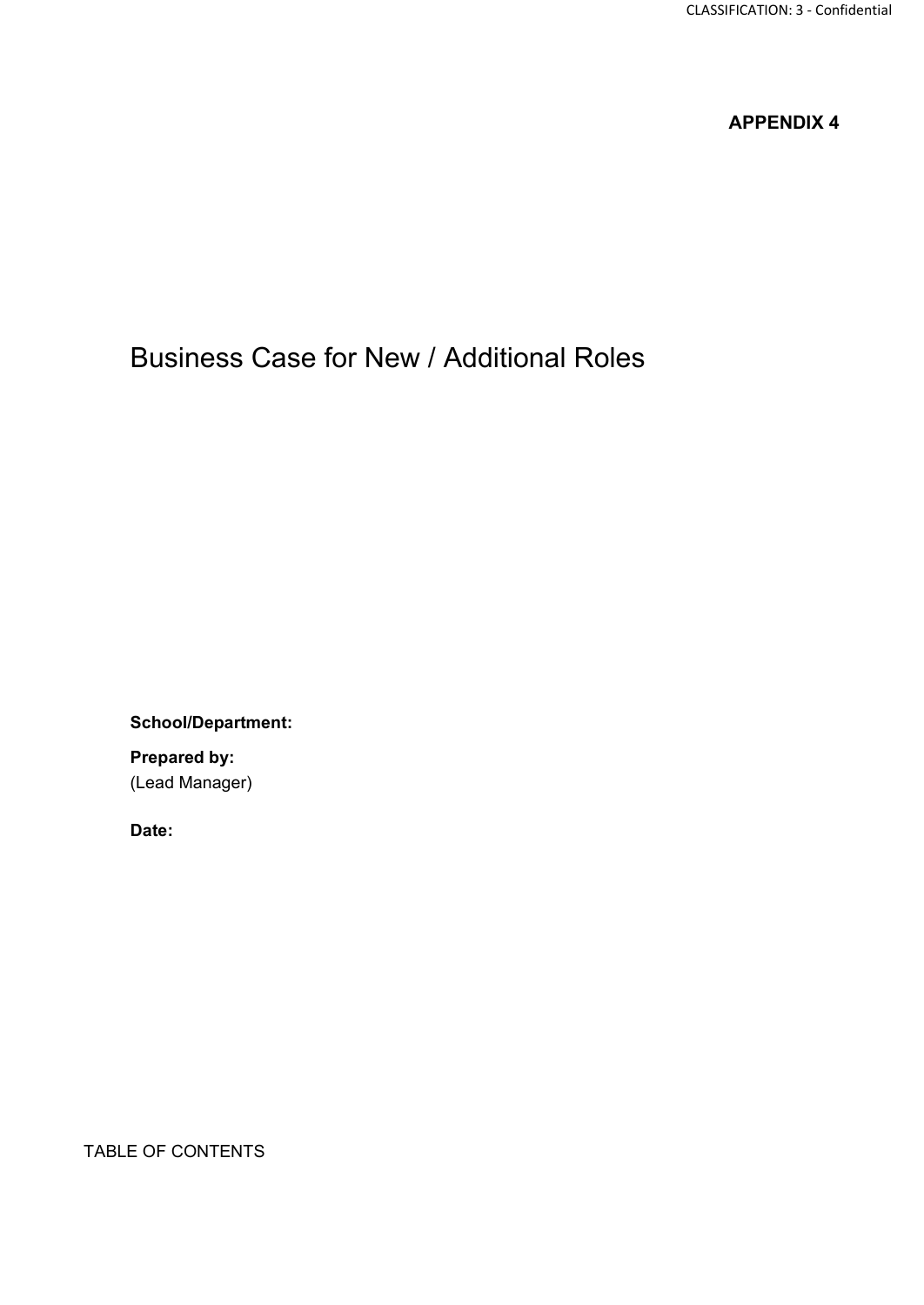**APPENDIX 4**

# Business Case for New / Additional Roles

**School/Department:**

**Prepared by:**
(Lead Manager)

**Date:**

TABLE OF CONTENTS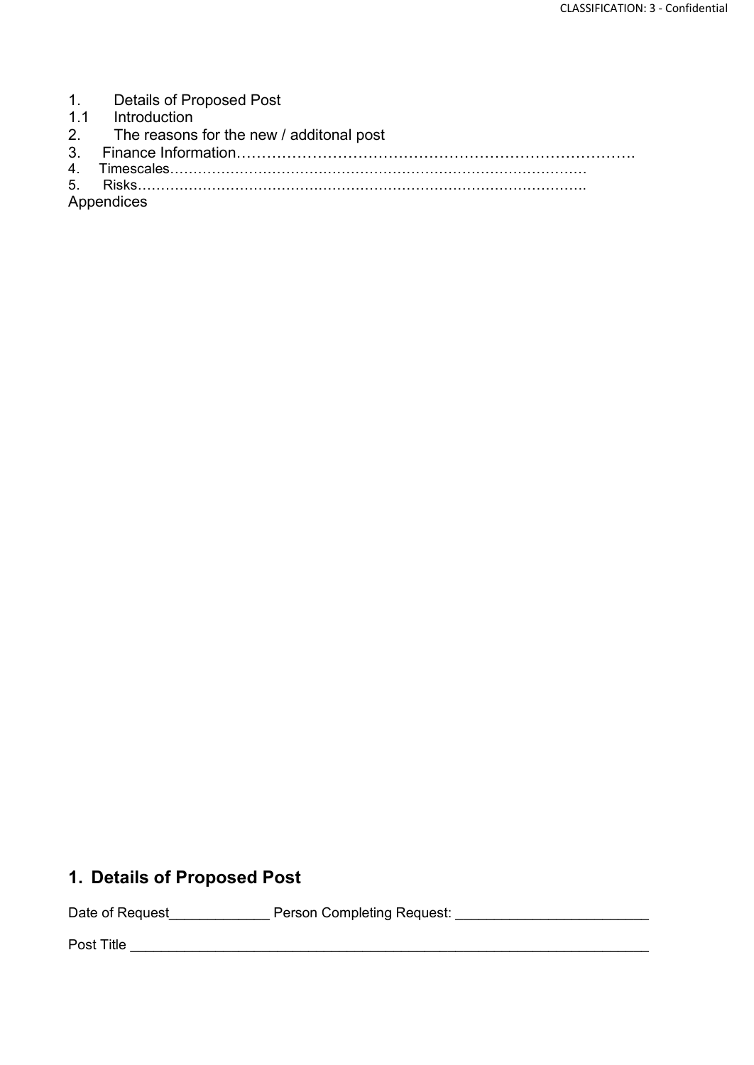1. Details of Proposed Post
1.1 Introduction
2. The reasons for the new / additonal post
3. Finance Information…………………………………………………………………….
4. Timescales……………………………………………………………………………
5. Risks……………………………………………………………………………………
Appendices

## 1. Details of Proposed Post

Date of Request_____________ Person Completing Request: ________________________

Post Title ___________________________________________________________________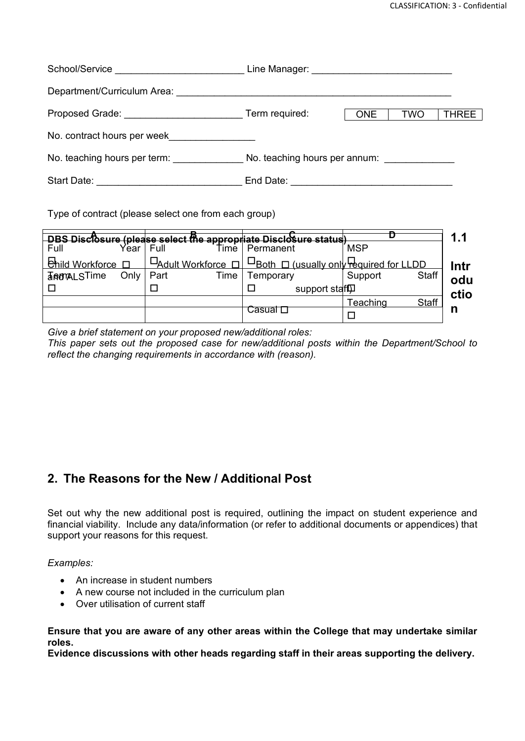School/Service ________________________ Line Manager: __________________________

Department/Curriculum Area: ____________________________________________________

Proposed Grade: _____________________ Term required:

| ONE | TWO | THREE |
|---|---|---|

No. contract hours per week_______________

No. teaching hours per term: _____________ No. teaching hours per annum: _____________

Start Date: ___________________________ End Date: _____________________________

Type of contract (please select one from each group)

| A | B | C | D |
|---|---|---|---|
| Full Year ☐ | Full Time ☐ | Permanent ☐ | MSP ☐ |
| Term Time Only ☐ | Part Time ☐ | Temporary ☐ | Support Staff ☐ |
| | | Casual ☐ | Teaching Staff ☐ |

DBS Disclosure (please select the appropriate Disclosure status)

Child Workforce ☐ Adult Workforce ☐ Both ☐ (usually only required for LLDD and ALS support staff)

## 1.1 Introduction

*Give a brief statement on your proposed new/additional roles:*
*This paper sets out the proposed case for new/additional posts within the Department/School to reflect the changing requirements in accordance with (reason).*

## 2. The Reasons for the New / Additional Post

Set out why the new additional post is required, outlining the impact on student experience and financial viability. Include any data/information (or refer to additional documents or appendices) that support your reasons for this request.

*Examples:*

- An increase in student numbers
- A new course not included in the curriculum plan
- Over utilisation of current staff

**Ensure that you are aware of any other areas within the College that may undertake similar roles.**
**Evidence discussions with other heads regarding staff in their areas supporting the delivery.**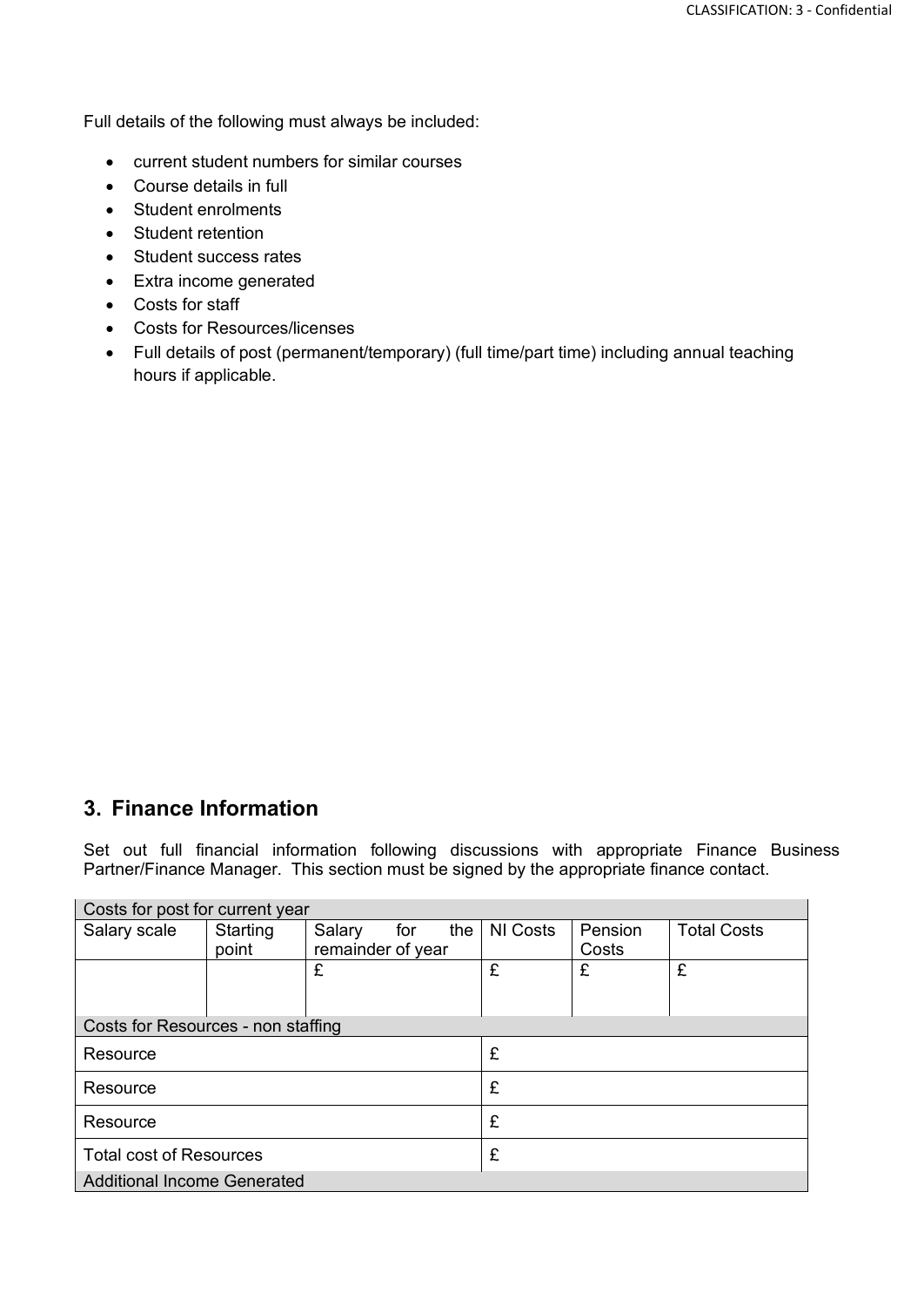Full details of the following must always be included:

- current student numbers for similar courses
- Course details in full
- Student enrolments
- Student retention
- Student success rates
- Extra income generated
- Costs for staff
- Costs for Resources/licenses
- Full details of post (permanent/temporary) (full time/part time) including annual teaching hours if applicable.

## 3. Finance Information

Set out full financial information following discussions with appropriate Finance Business Partner/Finance Manager. This section must be signed by the appropriate finance contact.

| Costs for post for current year | | | | | |
|---|---|---|---|---|---|
| Salary scale | Starting point | Salary for the remainder of year | NI Costs | Pension Costs | Total Costs |
| | | £ | £ | £ | £ |
| Costs for Resources - non staffing | | | | | |
| Resource | | | £ | | |
| Resource | | | £ | | |
| Resource | | | £ | | |
| Total cost of Resources | | | £ | | |
| Additional Income Generated | | | | | |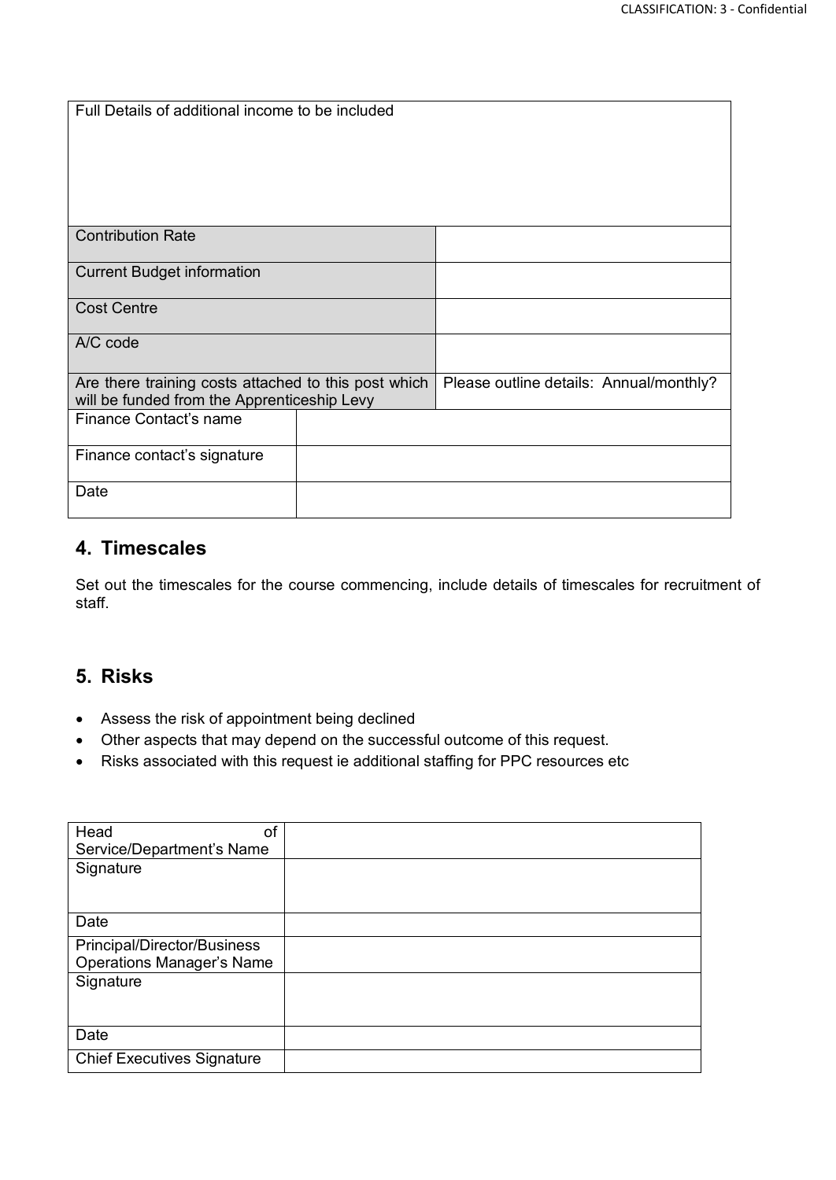| Full Details of additional income to be included | |
|---|---|
| Contribution Rate | |
| Current Budget information | |
| Cost Centre | |
| A/C code | |
| Are there training costs attached to this post which will be funded from the Apprenticeship Levy | Please outline details: Annual/monthly? |
| Finance Contact's name | |
| Finance contact's signature | |
| Date | |

## 4. Timescales

Set out the timescales for the course commencing, include details of timescales for recruitment of staff.

## 5. Risks

- Assess the risk of appointment being declined
- Other aspects that may depend on the successful outcome of this request.
- Risks associated with this request ie additional staffing for PPC resources etc

| Head of Service/Department's Name | |
|---|---|
| Signature | |
| Date | |
| Principal/Director/Business Operations Manager's Name | |
| Signature | |
| Date | |
| Chief Executives Signature | |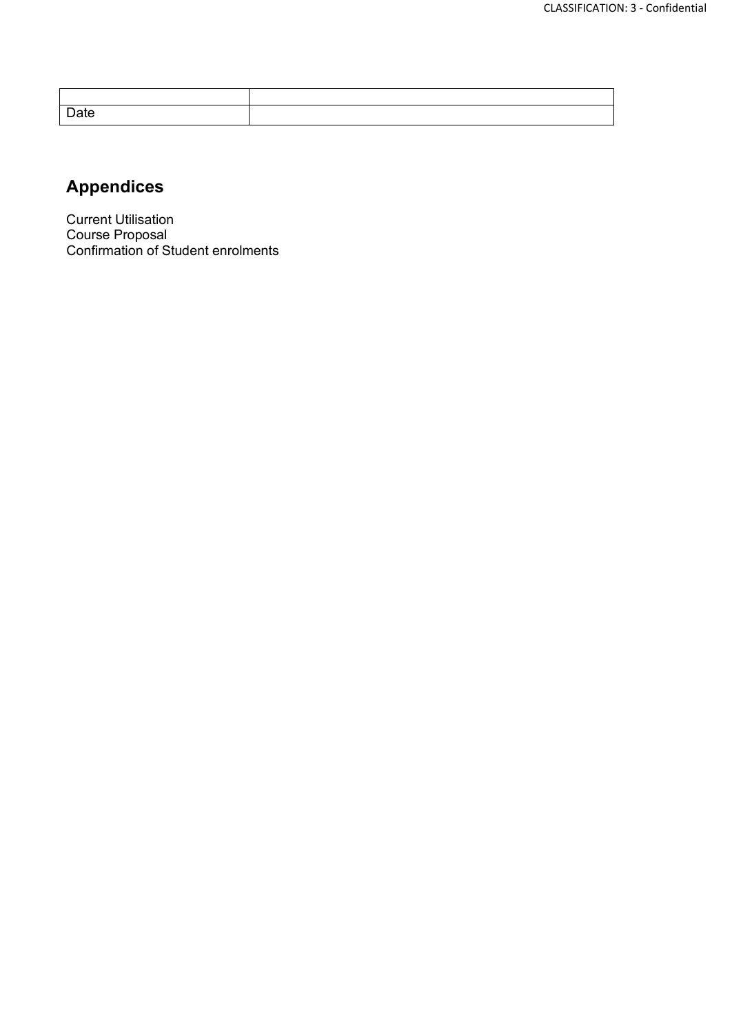| | |
|---|---|
| Date | |

## Appendices

Current Utilisation
Course Proposal
Confirmation of Student enrolments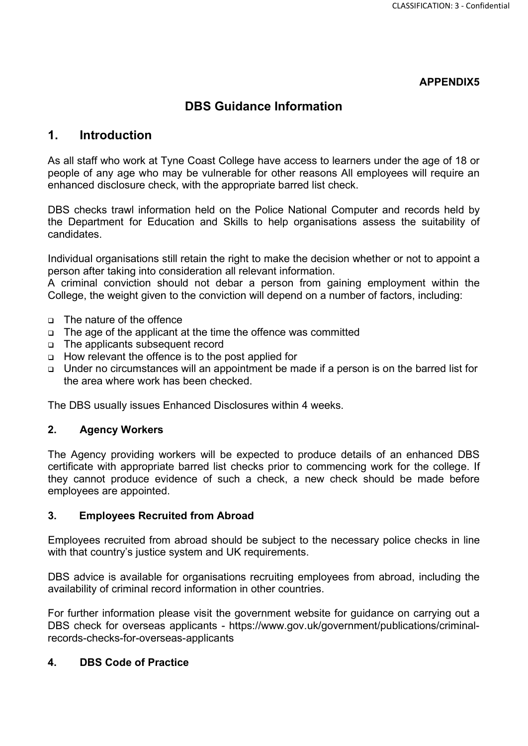**APPENDIX5**

# DBS Guidance Information

## 1. Introduction

As all staff who work at Tyne Coast College have access to learners under the age of 18 or people of any age who may be vulnerable for other reasons All employees will require an enhanced disclosure check, with the appropriate barred list check.

DBS checks trawl information held on the Police National Computer and records held by the Department for Education and Skills to help organisations assess the suitability of candidates.

Individual organisations still retain the right to make the decision whether or not to appoint a person after taking into consideration all relevant information.
A criminal conviction should not debar a person from gaining employment within the College, the weight given to the conviction will depend on a number of factors, including:

- The nature of the offence
- The age of the applicant at the time the offence was committed
- The applicants subsequent record
- How relevant the offence is to the post applied for
- Under no circumstances will an appointment be made if a person is on the barred list for the area where work has been checked.

The DBS usually issues Enhanced Disclosures within 4 weeks.

### 2. Agency Workers

The Agency providing workers will be expected to produce details of an enhanced DBS certificate with appropriate barred list checks prior to commencing work for the college. If they cannot produce evidence of such a check, a new check should be made before employees are appointed.

### 3. Employees Recruited from Abroad

Employees recruited from abroad should be subject to the necessary police checks in line with that country's justice system and UK requirements.

DBS advice is available for organisations recruiting employees from abroad, including the availability of criminal record information in other countries.

For further information please visit the government website for guidance on carrying out a DBS check for overseas applicants - https://www.gov.uk/government/publications/criminal-records-checks-for-overseas-applicants

### 4. DBS Code of Practice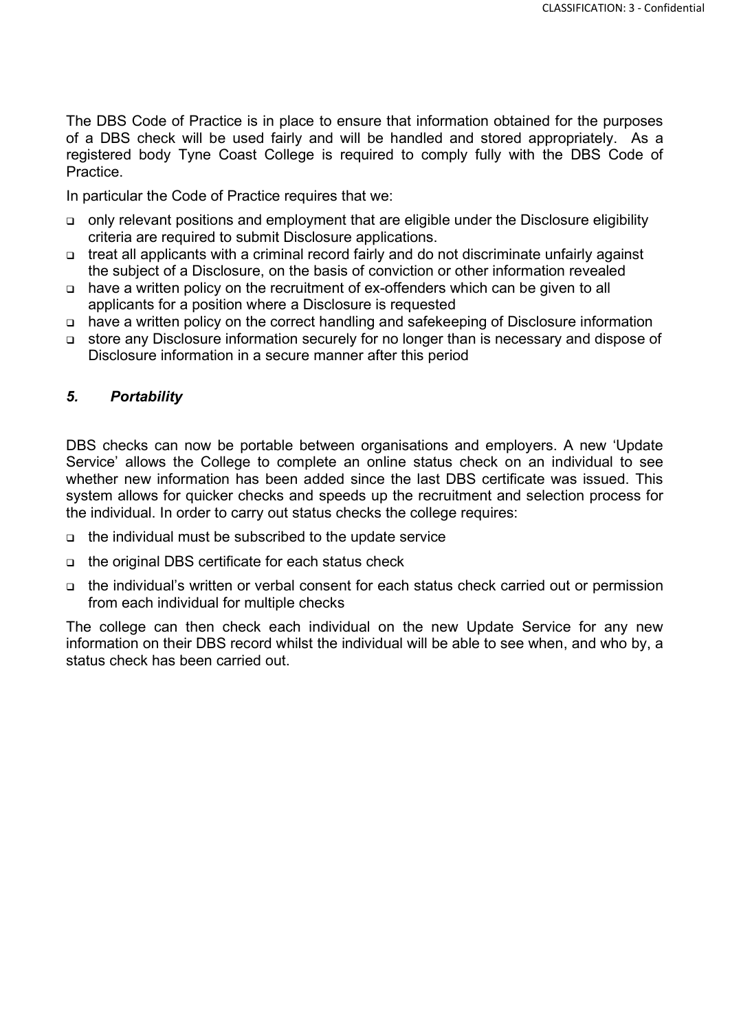The DBS Code of Practice is in place to ensure that information obtained for the purposes of a DBS check will be used fairly and will be handled and stored appropriately. As a registered body Tyne Coast College is required to comply fully with the DBS Code of Practice.

In particular the Code of Practice requires that we:

- only relevant positions and employment that are eligible under the Disclosure eligibility criteria are required to submit Disclosure applications.
- treat all applicants with a criminal record fairly and do not discriminate unfairly against the subject of a Disclosure, on the basis of conviction or other information revealed
- have a written policy on the recruitment of ex-offenders which can be given to all applicants for a position where a Disclosure is requested
- have a written policy on the correct handling and safekeeping of Disclosure information
- store any Disclosure information securely for no longer than is necessary and dispose of Disclosure information in a secure manner after this period

## *5. Portability*

DBS checks can now be portable between organisations and employers. A new 'Update Service' allows the College to complete an online status check on an individual to see whether new information has been added since the last DBS certificate was issued. This system allows for quicker checks and speeds up the recruitment and selection process for the individual. In order to carry out status checks the college requires:

- the individual must be subscribed to the update service
- the original DBS certificate for each status check
- the individual's written or verbal consent for each status check carried out or permission from each individual for multiple checks

The college can then check each individual on the new Update Service for any new information on their DBS record whilst the individual will be able to see when, and who by, a status check has been carried out.